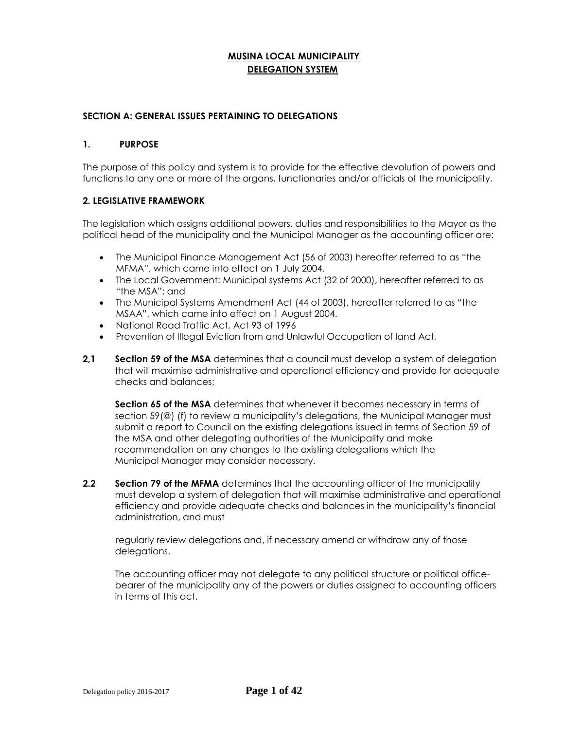# MUSINA LOCAL MUNICIPALITY
## DELEGATION SYSTEM

### SECTION A: GENERAL ISSUES PERTAINING TO DELEGATIONS

#### 1. PURPOSE

The purpose of this policy and system is to provide for the effective devolution of powers and functions to any one or more of the organs, functionaries and/or officials of the municipality.

#### 2. LEGISLATIVE FRAMEWORK

The legislation which assigns additional powers, duties and responsibilities to the Mayor as the political head of the municipality and the Municipal Manager as the accounting officer are:

- The Municipal Finance Management Act (56 of 2003) hereafter referred to as "the MFMA", which came into effect on 1 July 2004.
- The Local Government: Municipal systems Act (32 of 2000), hereafter referred to as "the MSA"; and
- The Municipal Systems Amendment Act (44 of 2003), hereafter referred to as "the MSAA", which came into effect on 1 August 2004.
- National Road Traffic Act, Act 93 of 1996
- Prevention of Illegal Eviction from and Unlawful Occupation of land Act,

**2,1** **Section 59 of the MSA** determines that a council must develop a system of delegation that will maximise administrative and operational efficiency and provide for adequate checks and balances;

**Section 65 of the MSA** determines that whenever it becomes necessary in terms of section 59(@) (f) to review a municipality's delegations, the Municipal Manager must submit a report to Council on the existing delegations issued in terms of Section 59 of the MSA and other delegating authorities of the Municipality and make recommendation on any changes to the existing delegations which the Municipal Manager may consider necessary.

**2.2** **Section 79 of the MFMA** determines that the accounting officer of the municipality must develop a system of delegation that will maximise administrative and operational efficiency and provide adequate checks and balances in the municipality's financial administration, and must

regularly review delegations and, if necessary amend or withdraw any of those delegations.

The accounting officer may not delegate to any political structure or political office-bearer of the municipality any of the powers or duties assigned to accounting officers in terms of this act.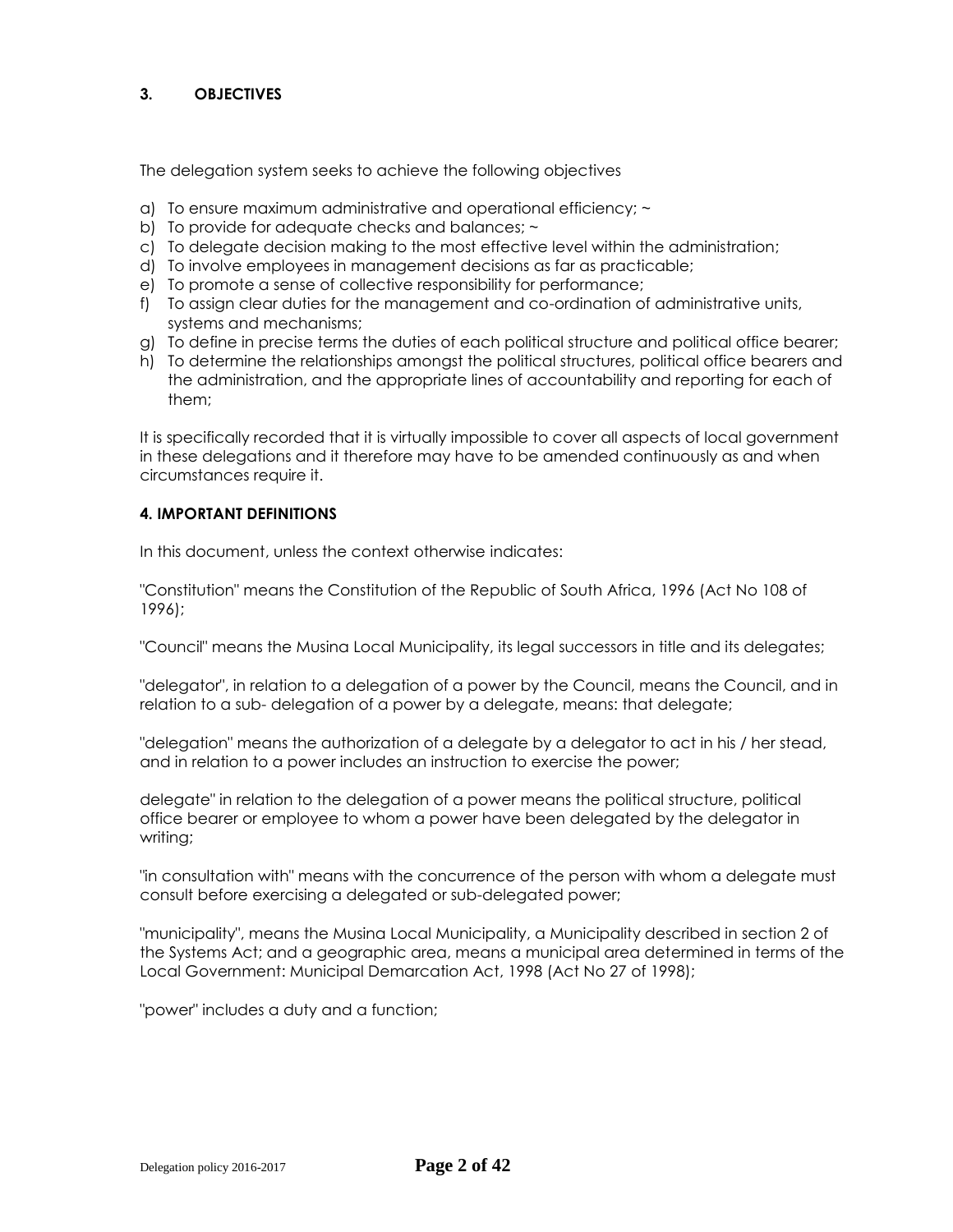## 3. OBJECTIVES

The delegation system seeks to achieve the following objectives

a) To ensure maximum administrative and operational efficiency; ~
b) To provide for adequate checks and balances; ~
c) To delegate decision making to the most effective level within the administration;
d) To involve employees in management decisions as far as practicable;
e) To promote a sense of collective responsibility for performance;
f) To assign clear duties for the management and co-ordination of administrative units, systems and mechanisms;
g) To define in precise terms the duties of each political structure and political office bearer;
h) To determine the relationships amongst the political structures, political office bearers and the administration, and the appropriate lines of accountability and reporting for each of them;

It is specifically recorded that it is virtually impossible to cover all aspects of local government in these delegations and it therefore may have to be amended continuously as and when circumstances require it.

## 4. IMPORTANT DEFINITIONS

In this document, unless the context otherwise indicates:

"Constitution" means the Constitution of the Republic of South Africa, 1996 (Act No 108 of 1996);

"Council" means the Musina Local Municipality, its legal successors in title and its delegates;

"delegator", in relation to a delegation of a power by the Council, means the Council, and in relation to a sub- delegation of a power by a delegate, means: that delegate;

"delegation" means the authorization of a delegate by a delegator to act in his / her stead, and in relation to a power includes an instruction to exercise the power;

delegate" in relation to the delegation of a power means the political structure, political office bearer or employee to whom a power have been delegated by the delegator in writing;

"in consultation with" means with the concurrence of the person with whom a delegate must consult before exercising a delegated or sub-delegated power;

"municipality", means the Musina Local Municipality, a Municipality described in section 2 of the Systems Act; and a geographic area, means a municipal area determined in terms of the Local Government: Municipal Demarcation Act, 1998 (Act No 27 of 1998);

"power" includes a duty and a function;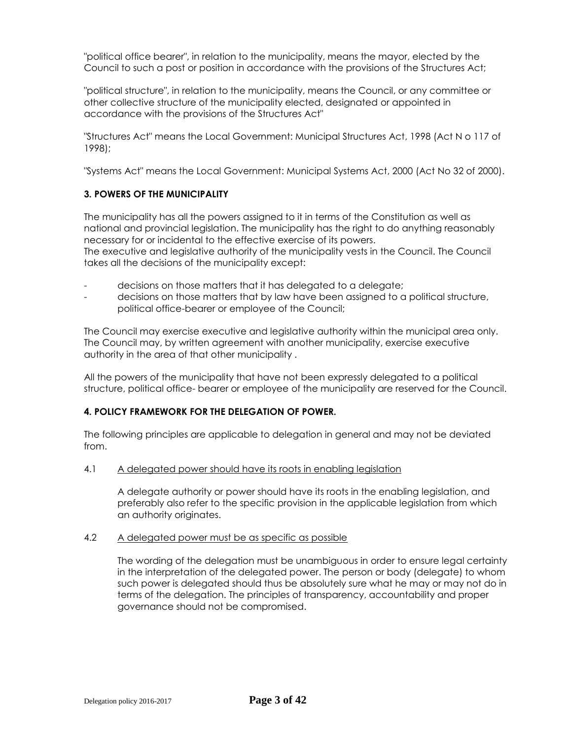"political office bearer", in relation to the municipality, means the mayor, elected by the Council to such a post or position in accordance with the provisions of the Structures Act;

"political structure", in relation to the municipality, means the Council, or any committee or other collective structure of the municipality elected, designated or appointed in accordance with the provisions of the Structures Act"

"Structures Act" means the Local Government: Municipal Structures Act, 1998 (Act N o 117 of 1998);

"Systems Act" means the Local Government: Municipal Systems Act, 2000 (Act No 32 of 2000).

**3. POWERS OF THE MUNICIPALITY**

The municipality has all the powers assigned to it in terms of the Constitution as well as national and provincial legislation. The municipality has the right to do anything reasonably necessary for or incidental to the effective exercise of its powers.
The executive and legislative authority of the municipality vests in the Council. The Council takes all the decisions of the municipality except:

- decisions on those matters that it has delegated to a delegate;
- decisions on those matters that by law have been assigned to a political structure, political office-bearer or employee of the Council;

The Council may exercise executive and legislative authority within the municipal area only. The Council may, by written agreement with another municipality, exercise executive authority in the area of that other municipality .

All the powers of the municipality that have not been expressly delegated to a political structure, political office- bearer or employee of the municipality are reserved for the Council.

**4. POLICY FRAMEWORK FOR THE DELEGATION OF POWER.**

The following principles are applicable to delegation in general and may not be deviated from.

4.1 A delegated power should have its roots in enabling legislation

A delegate authority or power should have its roots in the enabling legislation, and preferably also refer to the specific provision in the applicable legislation from which an authority originates.

4.2 A delegated power must be as specific as possible

The wording of the delegation must be unambiguous in order to ensure legal certainty in the interpretation of the delegated power. The person or body (delegate) to whom such power is delegated should thus be absolutely sure what he may or may not do in terms of the delegation. The principles of transparency, accountability and proper governance should not be compromised.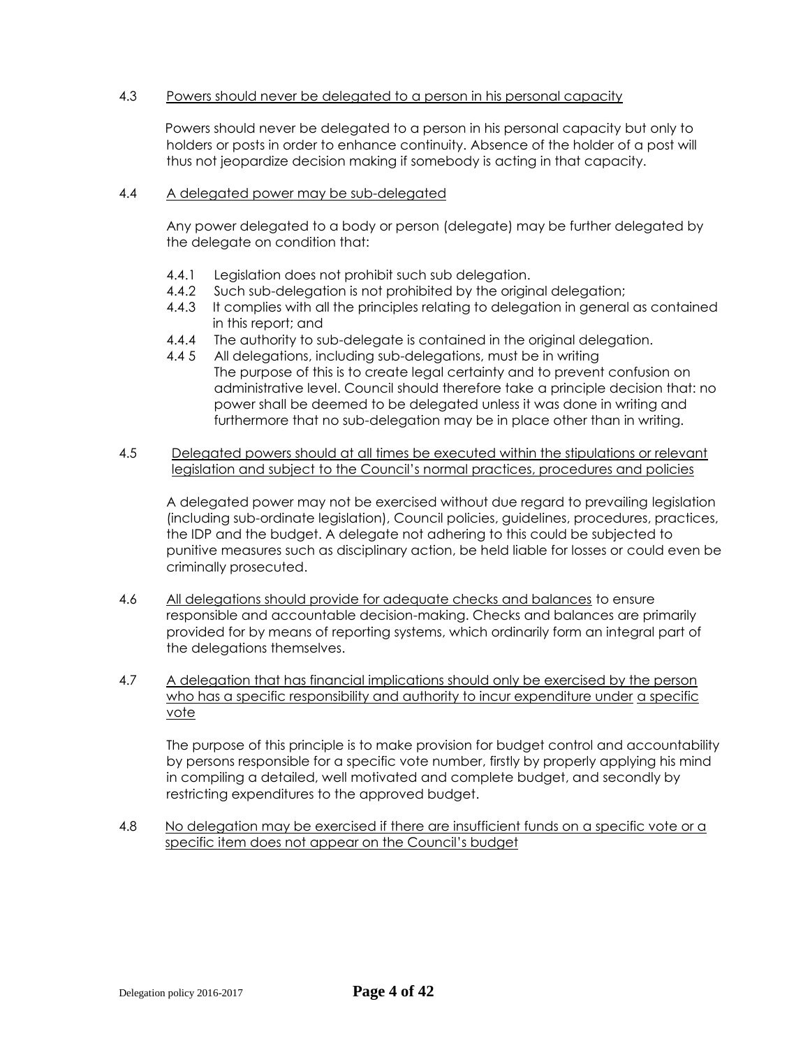4.3 Powers should never be delegated to a person in his personal capacity

Powers should never be delegated to a person in his personal capacity but only to holders or posts in order to enhance continuity. Absence of the holder of a post will thus not jeopardize decision making if somebody is acting in that capacity.

4.4 A delegated power may be sub-delegated

Any power delegated to a body or person (delegate) may be further delegated by the delegate on condition that:

4.4.1 Legislation does not prohibit such sub delegation.
4.4.2 Such sub-delegation is not prohibited by the original delegation;
4.4.3 It complies with all the principles relating to delegation in general as contained in this report; and
4.4.4 The authority to sub-delegate is contained in the original delegation.
4.4 5 All delegations, including sub-delegations, must be in writing
The purpose of this is to create legal certainty and to prevent confusion on administrative level. Council should therefore take a principle decision that: no power shall be deemed to be delegated unless it was done in writing and furthermore that no sub-delegation may be in place other than in writing.

4.5 Delegated powers should at all times be executed within the stipulations or relevant legislation and subject to the Council's normal practices, procedures and policies

A delegated power may not be exercised without due regard to prevailing legislation (including sub-ordinate legislation), Council policies, guidelines, procedures, practices, the IDP and the budget. A delegate not adhering to this could be subjected to punitive measures such as disciplinary action, be held liable for losses or could even be criminally prosecuted.

4.6 All delegations should provide for adequate checks and balances to ensure responsible and accountable decision-making. Checks and balances are primarily provided for by means of reporting systems, which ordinarily form an integral part of the delegations themselves.

4.7 A delegation that has financial implications should only be exercised by the person who has a specific responsibility and authority to incur expenditure under a specific vote

The purpose of this principle is to make provision for budget control and accountability by persons responsible for a specific vote number, firstly by properly applying his mind in compiling a detailed, well motivated and complete budget, and secondly by restricting expenditures to the approved budget.

4.8 No delegation may be exercised if there are insufficient funds on a specific vote or a specific item does not appear on the Council's budget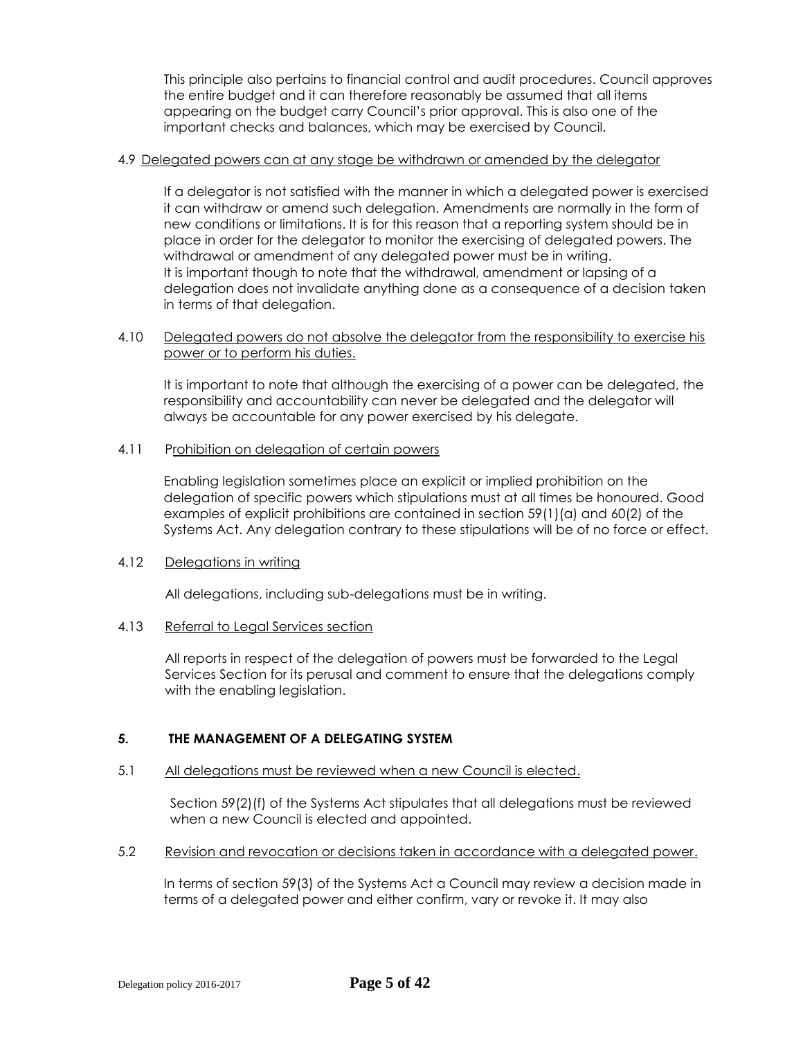This principle also pertains to financial control and audit procedures. Council approves the entire budget and it can therefore reasonably be assumed that all items appearing on the budget carry Council's prior approval. This is also one of the important checks and balances, which may be exercised by Council.

4.9 Delegated powers can at any stage be withdrawn or amended by the delegator

If a delegator is not satisfied with the manner in which a delegated power is exercised it can withdraw or amend such delegation. Amendments are normally in the form of new conditions or limitations. It is for this reason that a reporting system should be in place in order for the delegator to monitor the exercising of delegated powers. The withdrawal or amendment of any delegated power must be in writing.
It is important though to note that the withdrawal, amendment or lapsing of a delegation does not invalidate anything done as a consequence of a decision taken in terms of that delegation.

4.10 Delegated powers do not absolve the delegator from the responsibility to exercise his power or to perform his duties.

It is important to note that although the exercising of a power can be delegated, the responsibility and accountability can never be delegated and the delegator will always be accountable for any power exercised by his delegate.

4.11 Prohibition on delegation of certain powers

Enabling legislation sometimes place an explicit or implied prohibition on the delegation of specific powers which stipulations must at all times be honoured. Good examples of explicit prohibitions are contained in section 59(1)(a) and 60(2) of the Systems Act. Any delegation contrary to these stipulations will be of no force or effect.

4.12 Delegations in writing

All delegations, including sub-delegations must be in writing.

4.13 Referral to Legal Services section

All reports in respect of the delegation of powers must be forwarded to the Legal Services Section for its perusal and comment to ensure that the delegations comply with the enabling legislation.

## 5. THE MANAGEMENT OF A DELEGATING SYSTEM

5.1 All delegations must be reviewed when a new Council is elected.

Section 59(2)(f) of the Systems Act stipulates that all delegations must be reviewed when a new Council is elected and appointed.

5.2 Revision and revocation or decisions taken in accordance with a delegated power.

In terms of section 59(3) of the Systems Act a Council may review a decision made in terms of a delegated power and either confirm, vary or revoke it. It may also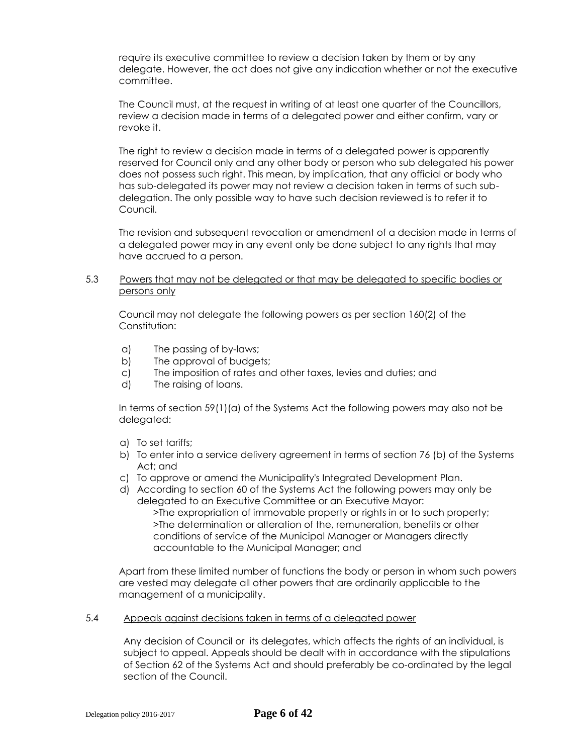require its executive committee to review a decision taken by them or by any delegate. However, the act does not give any indication whether or not the executive committee.

The Council must, at the request in writing of at least one quarter of the Councillors, review a decision made in terms of a delegated power and either confirm, vary or revoke it.

The right to review a decision made in terms of a delegated power is apparently reserved for Council only and any other body or person who sub delegated his power does not possess such right. This mean, by implication, that any official or body who has sub-delegated its power may not review a decision taken in terms of such sub-delegation. The only possible way to have such decision reviewed is to refer it to Council.

The revision and subsequent revocation or amendment of a decision made in terms of a delegated power may in any event only be done subject to any rights that may have accrued to a person.

5.3 Powers that may not be delegated or that may be delegated to specific bodies or persons only

Council may not delegate the following powers as per section 160(2) of the Constitution:

a) The passing of by-laws;
b) The approval of budgets;
c) The imposition of rates and other taxes, levies and duties; and
d) The raising of loans.

In terms of section 59(1)(a) of the Systems Act the following powers may also not be delegated:

a) To set tariffs;
b) To enter into a service delivery agreement in terms of section 76 (b) of the Systems Act; and
c) To approve or amend the Municipality's Integrated Development Plan.
d) According to section 60 of the Systems Act the following powers may only be delegated to an Executive Committee or an Executive Mayor:
   >The expropriation of immovable property or rights in or to such property;
   >The determination or alteration of the, remuneration, benefits or other conditions of service of the Municipal Manager or Managers directly accountable to the Municipal Manager; and

Apart from these limited number of functions the body or person in whom such powers are vested may delegate all other powers that are ordinarily applicable to the management of a municipality.

5.4 Appeals against decisions taken in terms of a delegated power

Any decision of Council or its delegates, which affects the rights of an individual, is subject to appeal. Appeals should be dealt with in accordance with the stipulations of Section 62 of the Systems Act and should preferably be co-ordinated by the legal section of the Council.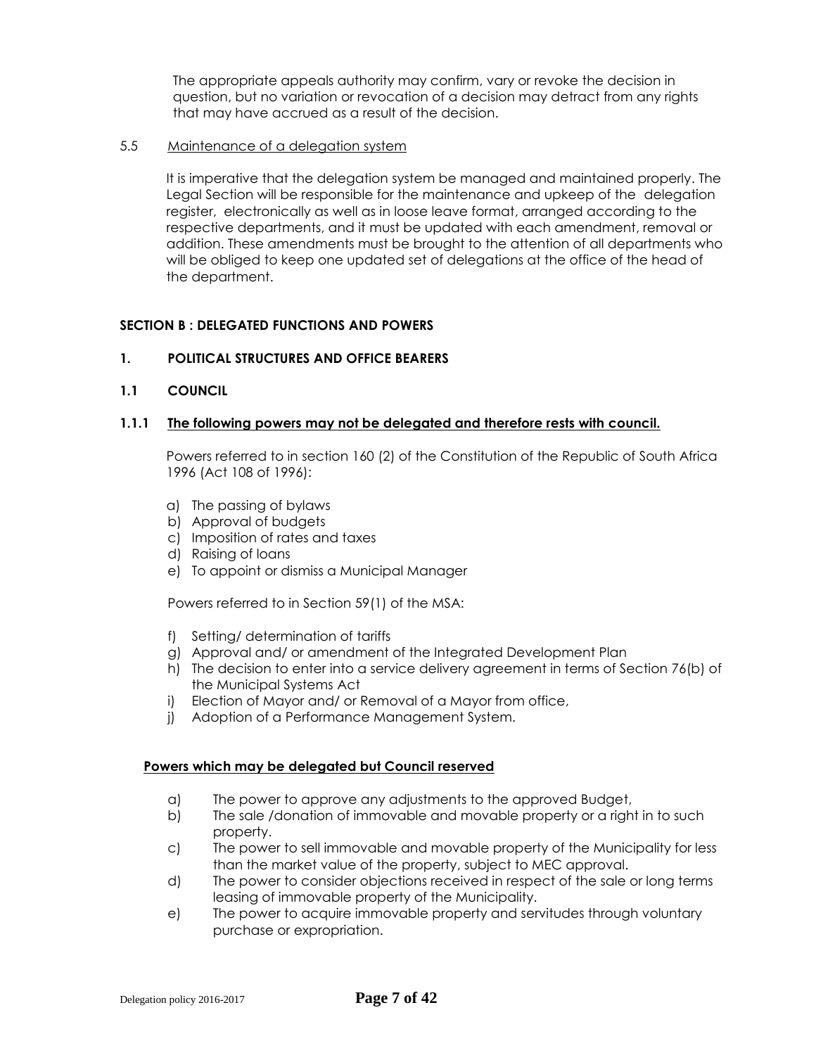The appropriate appeals authority may confirm, vary or revoke the decision in question, but no variation or revocation of a decision may detract from any rights that may have accrued as a result of the decision.

5.5 Maintenance of a delegation system

It is imperative that the delegation system be managed and maintained properly. The Legal Section will be responsible for the maintenance and upkeep of the delegation register, electronically as well as in loose leave format, arranged according to the respective departments, and it must be updated with each amendment, removal or addition. These amendments must be brought to the attention of all departments who will be obliged to keep one updated set of delegations at the office of the head of the department.

## SECTION B : DELEGATED FUNCTIONS AND POWERS

### 1. POLITICAL STRUCTURES AND OFFICE BEARERS

### 1.1 COUNCIL

#### 1.1.1 The following powers may not be delegated and therefore rests with council.

Powers referred to in section 160 (2) of the Constitution of the Republic of South Africa 1996 (Act 108 of 1996):

a) The passing of bylaws
b) Approval of budgets
c) Imposition of rates and taxes
d) Raising of loans
e) To appoint or dismiss a Municipal Manager

Powers referred to in Section 59(1) of the MSA:

f) Setting/ determination of tariffs
g) Approval and/ or amendment of the Integrated Development Plan
h) The decision to enter into a service delivery agreement in terms of Section 76(b) of the Municipal Systems Act
i) Election of Mayor and/ or Removal of a Mayor from office,
j) Adoption of a Performance Management System.

**Powers which may be delegated but Council reserved**

a) The power to approve any adjustments to the approved Budget,
b) The sale /donation of immovable and movable property or a right in to such property.
c) The power to sell immovable and movable property of the Municipality for less than the market value of the property, subject to MEC approval.
d) The power to consider objections received in respect of the sale or long terms leasing of immovable property of the Municipality.
e) The power to acquire immovable property and servitudes through voluntary purchase or expropriation.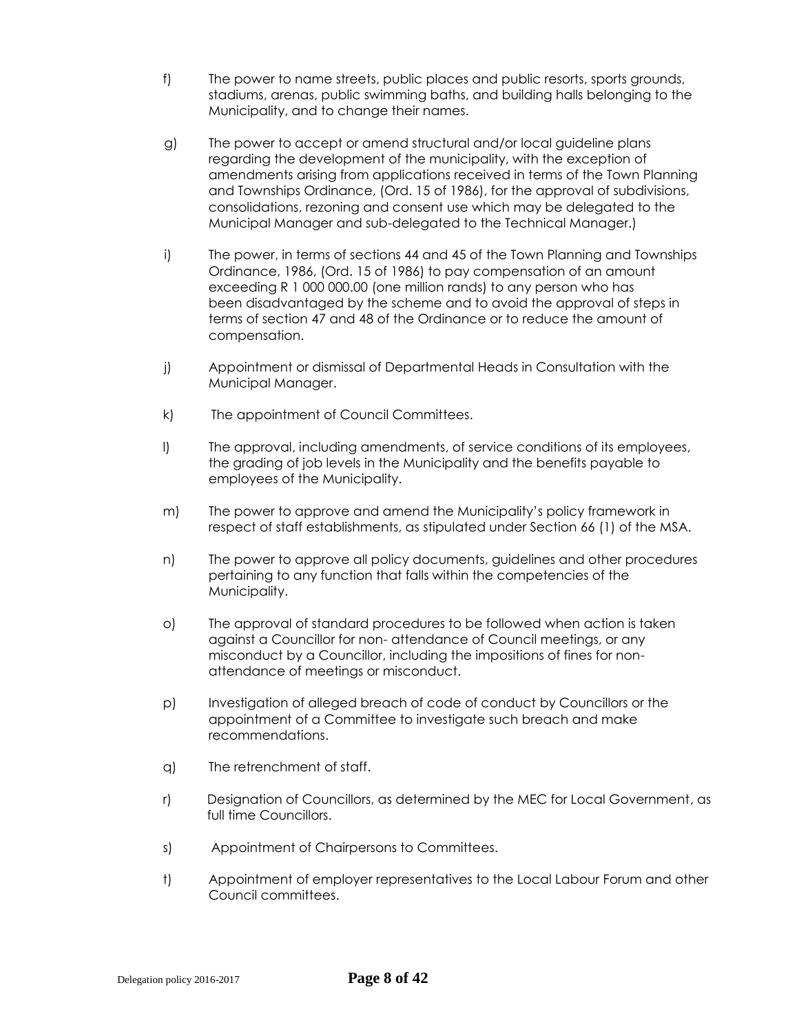f) The power to name streets, public places and public resorts, sports grounds, stadiums, arenas, public swimming baths, and building halls belonging to the Municipality, and to change their names.

g) The power to accept or amend structural and/or local guideline plans regarding the development of the municipality, with the exception of amendments arising from applications received in terms of the Town Planning and Townships Ordinance, (Ord. 15 of 1986), for the approval of subdivisions, consolidations, rezoning and consent use which may be delegated to the Municipal Manager and sub-delegated to the Technical Manager.)

i) The power, in terms of sections 44 and 45 of the Town Planning and Townships Ordinance, 1986, (Ord. 15 of 1986) to pay compensation of an amount exceeding R 1 000 000.00 (one million rands) to any person who has been disadvantaged by the scheme and to avoid the approval of steps in terms of section 47 and 48 of the Ordinance or to reduce the amount of compensation.

j) Appointment or dismissal of Departmental Heads in Consultation with the Municipal Manager.

k) The appointment of Council Committees.

l) The approval, including amendments, of service conditions of its employees, the grading of job levels in the Municipality and the benefits payable to employees of the Municipality.

m) The power to approve and amend the Municipality's policy framework in respect of staff establishments, as stipulated under Section 66 (1) of the MSA.

n) The power to approve all policy documents, guidelines and other procedures pertaining to any function that falls within the competencies of the Municipality.

o) The approval of standard procedures to be followed when action is taken against a Councillor for non- attendance of Council meetings, or any misconduct by a Councillor, including the impositions of fines for non-attendance of meetings or misconduct.

p) Investigation of alleged breach of code of conduct by Councillors or the appointment of a Committee to investigate such breach and make recommendations.

q) The retrenchment of staff.

r) Designation of Councillors, as determined by the MEC for Local Government, as full time Councillors.

s) Appointment of Chairpersons to Committees.

t) Appointment of employer representatives to the Local Labour Forum and other Council committees.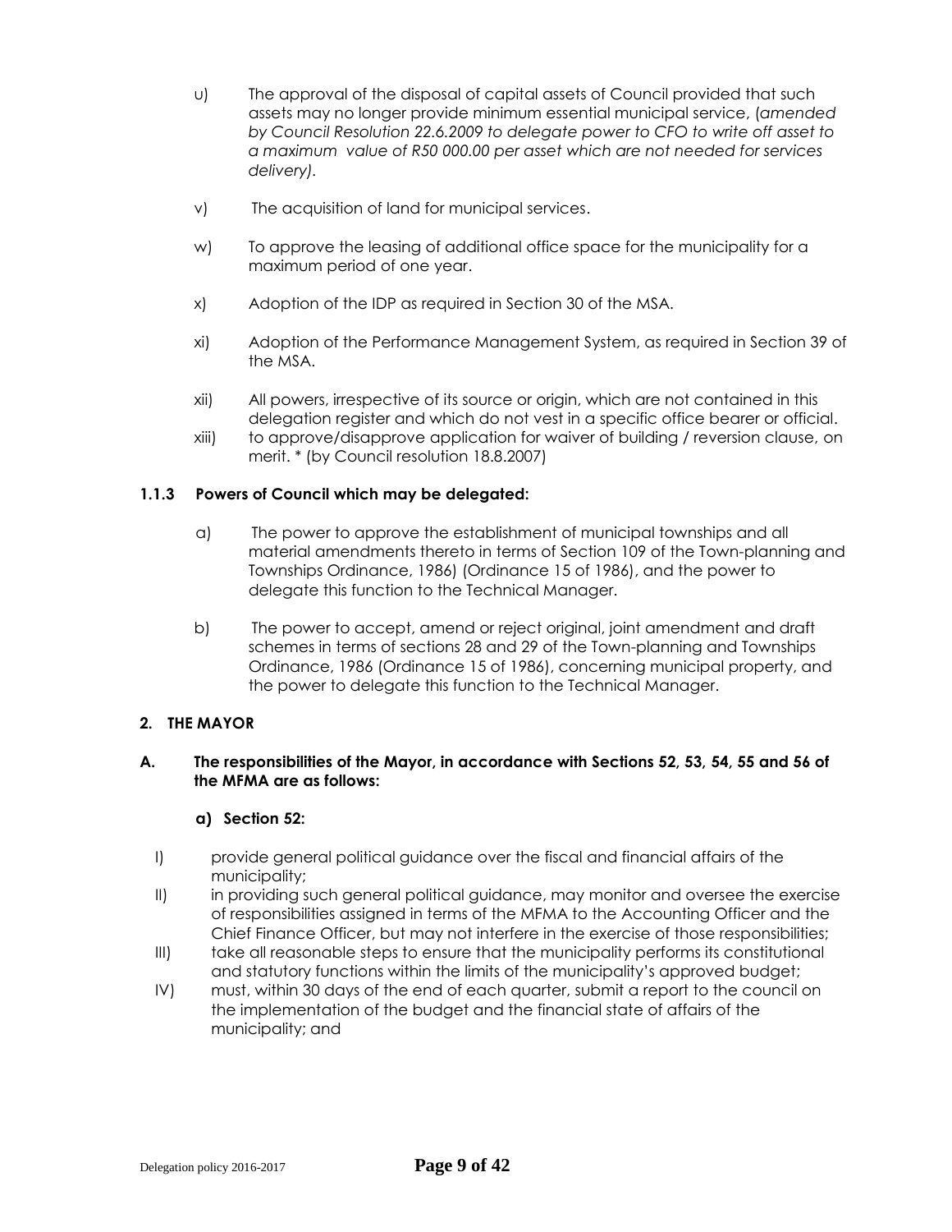u) The approval of the disposal of capital assets of Council provided that such assets may no longer provide minimum essential municipal service, (*amended by Council Resolution 22.6.2009 to delegate power to CFO to write off asset to a maximum value of R50 000.00 per asset which are not needed for services delivery).*

v) The acquisition of land for municipal services.

w) To approve the leasing of additional office space for the municipality for a maximum period of one year.

x) Adoption of the IDP as required in Section 30 of the MSA.

xi) Adoption of the Performance Management System, as required in Section 39 of the MSA.

xii) All powers, irrespective of its source or origin, which are not contained in this delegation register and which do not vest in a specific office bearer or official.

xiii) to approve/disapprove application for waiver of building / reversion clause, on merit. * (by Council resolution 18.8.2007)

### 1.1.3 Powers of Council which may be delegated:

a) The power to approve the establishment of municipal townships and all material amendments thereto in terms of Section 109 of the Town-planning and Townships Ordinance, 1986) (Ordinance 15 of 1986), and the power to delegate this function to the Technical Manager.

b) The power to accept, amend or reject original, joint amendment and draft schemes in terms of sections 28 and 29 of the Town-planning and Townships Ordinance, 1986 (Ordinance 15 of 1986), concerning municipal property, and the power to delegate this function to the Technical Manager.

## 2. THE MAYOR

### A. The responsibilities of the Mayor, in accordance with Sections 52, 53, 54, 55 and 56 of the MFMA are as follows:

#### a) Section 52:

I) provide general political guidance over the fiscal and financial affairs of the municipality;

II) in providing such general political guidance, may monitor and oversee the exercise of responsibilities assigned in terms of the MFMA to the Accounting Officer and the Chief Finance Officer, but may not interfere in the exercise of those responsibilities;

III) take all reasonable steps to ensure that the municipality performs its constitutional and statutory functions within the limits of the municipality's approved budget;

IV) must, within 30 days of the end of each quarter, submit a report to the council on the implementation of the budget and the financial state of affairs of the municipality; and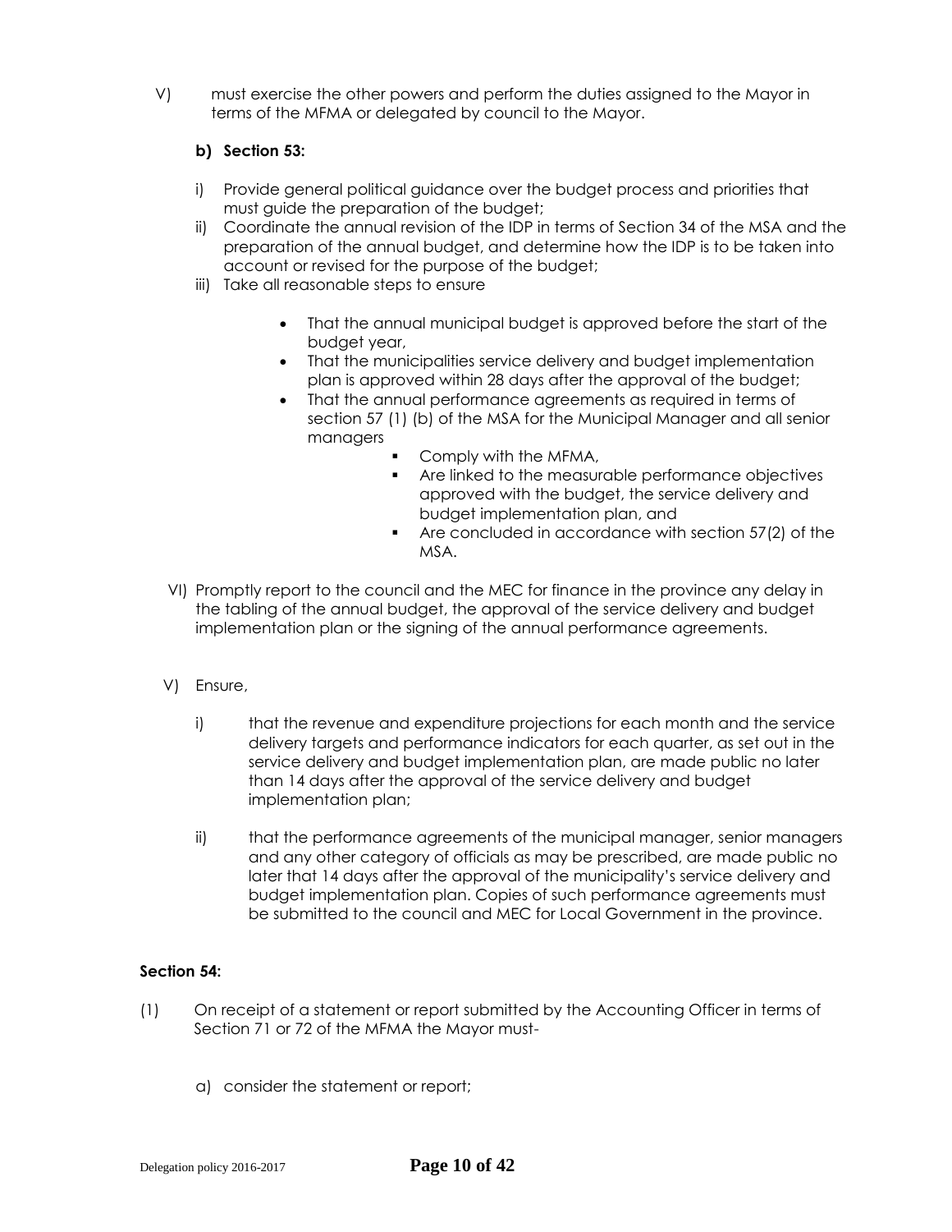V) must exercise the other powers and perform the duties assigned to the Mayor in terms of the MFMA or delegated by council to the Mayor.

**b) Section 53:**

i) Provide general political guidance over the budget process and priorities that must guide the preparation of the budget;

ii) Coordinate the annual revision of the IDP in terms of Section 34 of the MSA and the preparation of the annual budget, and determine how the IDP is to be taken into account or revised for the purpose of the budget;

iii) Take all reasonable steps to ensure

- That the annual municipal budget is approved before the start of the budget year,
- That the municipalities service delivery and budget implementation plan is approved within 28 days after the approval of the budget;
- That the annual performance agreements as required in terms of section 57 (1) (b) of the MSA for the Municipal Manager and all senior managers
  - Comply with the MFMA,
  - Are linked to the measurable performance objectives approved with the budget, the service delivery and budget implementation plan, and
  - Are concluded in accordance with section 57(2) of the MSA.

VI) Promptly report to the council and the MEC for finance in the province any delay in the tabling of the annual budget, the approval of the service delivery and budget implementation plan or the signing of the annual performance agreements.

V) Ensure,

i) that the revenue and expenditure projections for each month and the service delivery targets and performance indicators for each quarter, as set out in the service delivery and budget implementation plan, are made public no later than 14 days after the approval of the service delivery and budget implementation plan;

ii) that the performance agreements of the municipal manager, senior managers and any other category of officials as may be prescribed, are made public no later that 14 days after the approval of the municipality's service delivery and budget implementation plan. Copies of such performance agreements must be submitted to the council and MEC for Local Government in the province.

**Section 54:**

(1) On receipt of a statement or report submitted by the Accounting Officer in terms of Section 71 or 72 of the MFMA the Mayor must-

a) consider the statement or report;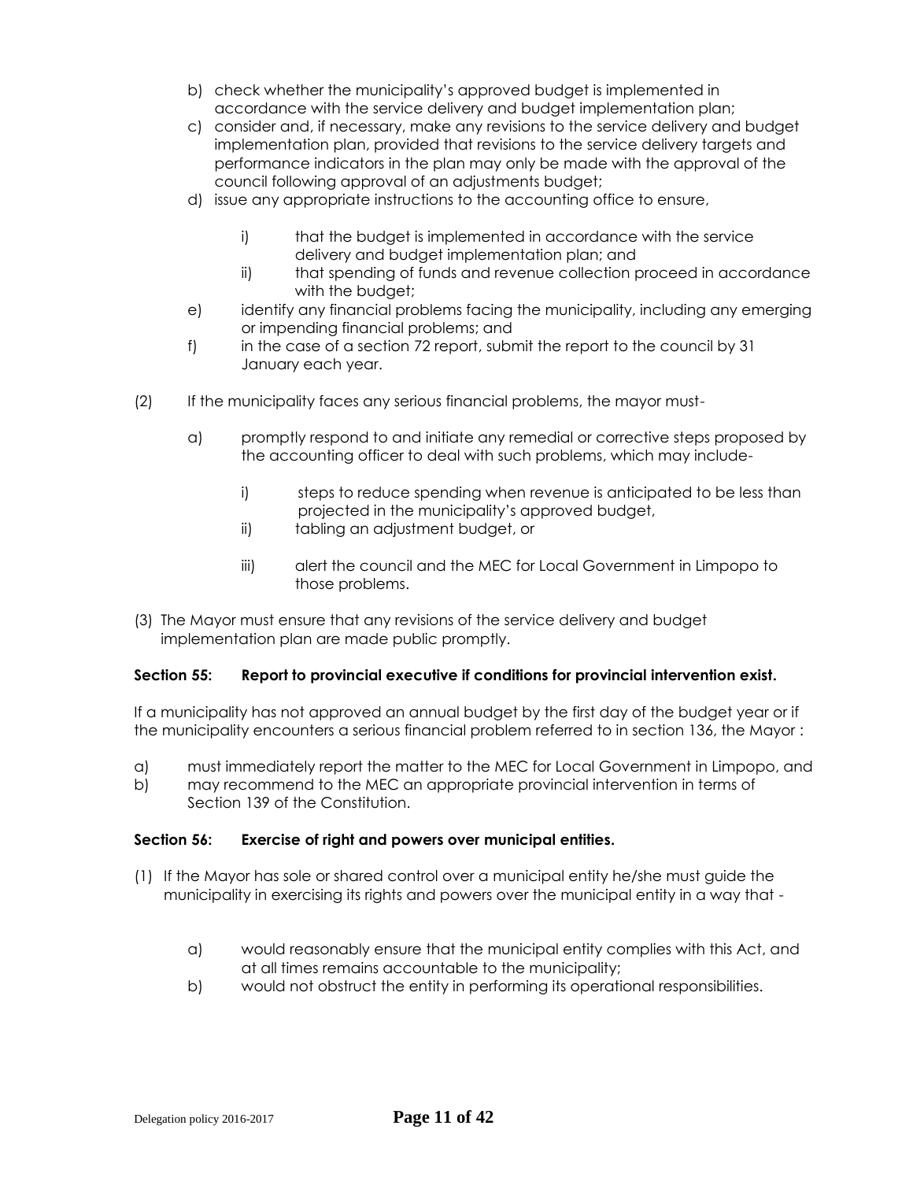b) check whether the municipality's approved budget is implemented in accordance with the service delivery and budget implementation plan;
c) consider and, if necessary, make any revisions to the service delivery and budget implementation plan, provided that revisions to the service delivery targets and performance indicators in the plan may only be made with the approval of the council following approval of an adjustments budget;
d) issue any appropriate instructions to the accounting office to ensure,

    i) that the budget is implemented in accordance with the service delivery and budget implementation plan; and
    ii) that spending of funds and revenue collection proceed in accordance with the budget;

e) identify any financial problems facing the municipality, including any emerging or impending financial problems; and
f) in the case of a section 72 report, submit the report to the council by 31 January each year.

(2) If the municipality faces any serious financial problems, the mayor must-

a) promptly respond to and initiate any remedial or corrective steps proposed by the accounting officer to deal with such problems, which may include-

    i) steps to reduce spending when revenue is anticipated to be less than projected in the municipality's approved budget,
    ii) tabling an adjustment budget, or
    iii) alert the council and the MEC for Local Government in Limpopo to those problems.

(3) The Mayor must ensure that any revisions of the service delivery and budget implementation plan are made public promptly.

**Section 55: Report to provincial executive if conditions for provincial intervention exist.**

If a municipality has not approved an annual budget by the first day of the budget year or if the municipality encounters a serious financial problem referred to in section 136, the Mayor :

a) must immediately report the matter to the MEC for Local Government in Limpopo, and
b) may recommend to the MEC an appropriate provincial intervention in terms of Section 139 of the Constitution.

**Section 56: Exercise of right and powers over municipal entities.**

(1) If the Mayor has sole or shared control over a municipal entity he/she must guide the municipality in exercising its rights and powers over the municipal entity in a way that -

a) would reasonably ensure that the municipal entity complies with this Act, and at all times remains accountable to the municipality;
b) would not obstruct the entity in performing its operational responsibilities.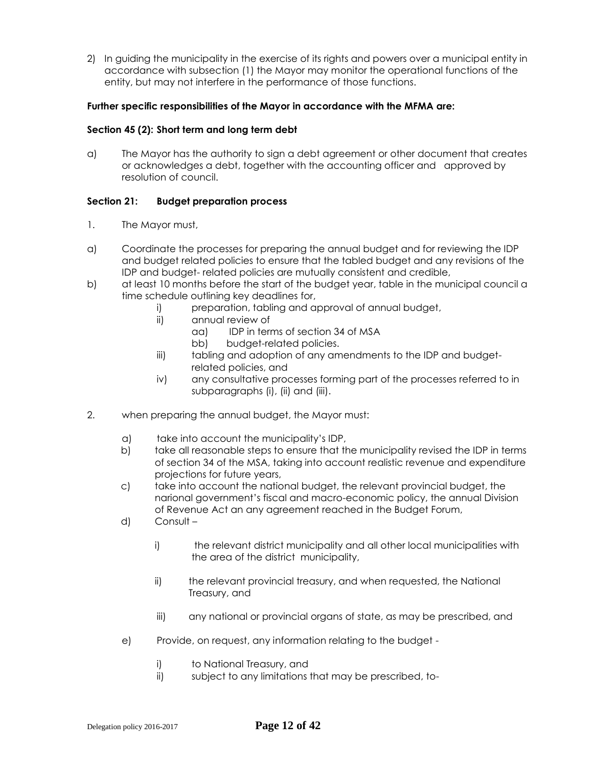2) In guiding the municipality in the exercise of its rights and powers over a municipal entity in accordance with subsection (1) the Mayor may monitor the operational functions of the entity, but may not interfere in the performance of those functions.

**Further specific responsibilities of the Mayor in accordance with the MFMA are:**

**Section 45 (2): Short term and long term debt**

a) The Mayor has the authority to sign a debt agreement or other document that creates or acknowledges a debt, together with the accounting officer and approved by resolution of council.

**Section 21: Budget preparation process**

1. The Mayor must,

a) Coordinate the processes for preparing the annual budget and for reviewing the IDP and budget related policies to ensure that the tabled budget and any revisions of the IDP and budget- related policies are mutually consistent and credible,

b) at least 10 months before the start of the budget year, table in the municipal council a time schedule outlining key deadlines for,
   - i) preparation, tabling and approval of annual budget,
   - ii) annual review of
     - aa) IDP in terms of section 34 of MSA
     - bb) budget-related policies.
   - iii) tabling and adoption of any amendments to the IDP and budget-related policies, and
   - iv) any consultative processes forming part of the processes referred to in subparagraphs (i), (ii) and (iii).

2. when preparing the annual budget, the Mayor must:
   - a) take into account the municipality's IDP,
   - b) take all reasonable steps to ensure that the municipality revised the IDP in terms of section 34 of the MSA, taking into account realistic revenue and expenditure projections for future years,
   - c) take into account the national budget, the relevant provincial budget, the narional government's fiscal and macro-economic policy, the annual Division of Revenue Act an any agreement reached in the Budget Forum,
   - d) Consult –
     - i) the relevant district municipality and all other local municipalities with the area of the district municipality,
     - ii) the relevant provincial treasury, and when requested, the National Treasury, and
     - iii) any national or provincial organs of state, as may be prescribed, and
   - e) Provide, on request, any information relating to the budget -
     - i) to National Treasury, and
     - ii) subject to any limitations that may be prescribed, to-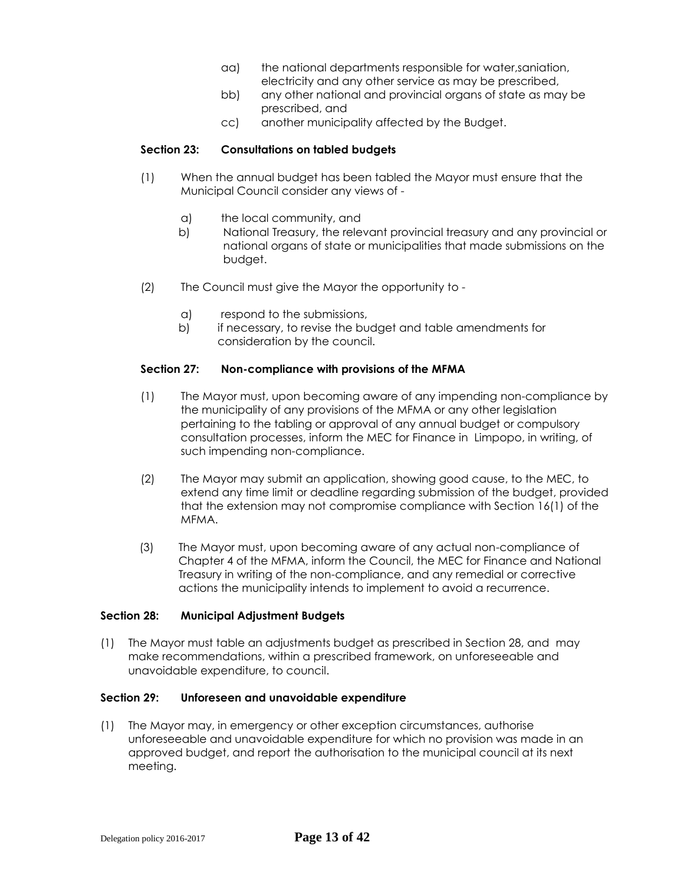aa) the national departments responsible for water,saniation, electricity and any other service as may be prescribed,

bb) any other national and provincial organs of state as may be prescribed, and

cc) another municipality affected by the Budget.

**Section 23: Consultations on tabled budgets**

(1) When the annual budget has been tabled the Mayor must ensure that the Municipal Council consider any views of -

a) the local community, and

b) National Treasury, the relevant provincial treasury and any provincial or national organs of state or municipalities that made submissions on the budget.

(2) The Council must give the Mayor the opportunity to -

a) respond to the submissions,

b) if necessary, to revise the budget and table amendments for consideration by the council.

**Section 27: Non-compliance with provisions of the MFMA**

(1) The Mayor must, upon becoming aware of any impending non-compliance by the municipality of any provisions of the MFMA or any other legislation pertaining to the tabling or approval of any annual budget or compulsory consultation processes, inform the MEC for Finance in Limpopo, in writing, of such impending non-compliance.

(2) The Mayor may submit an application, showing good cause, to the MEC, to extend any time limit or deadline regarding submission of the budget, provided that the extension may not compromise compliance with Section 16(1) of the MFMA.

(3) The Mayor must, upon becoming aware of any actual non-compliance of Chapter 4 of the MFMA, inform the Council, the MEC for Finance and National Treasury in writing of the non-compliance, and any remedial or corrective actions the municipality intends to implement to avoid a recurrence.

**Section 28: Municipal Adjustment Budgets**

(1) The Mayor must table an adjustments budget as prescribed in Section 28, and may make recommendations, within a prescribed framework, on unforeseeable and unavoidable expenditure, to council.

**Section 29: Unforeseen and unavoidable expenditure**

(1) The Mayor may, in emergency or other exception circumstances, authorise unforeseeable and unavoidable expenditure for which no provision was made in an approved budget, and report the authorisation to the municipal council at its next meeting.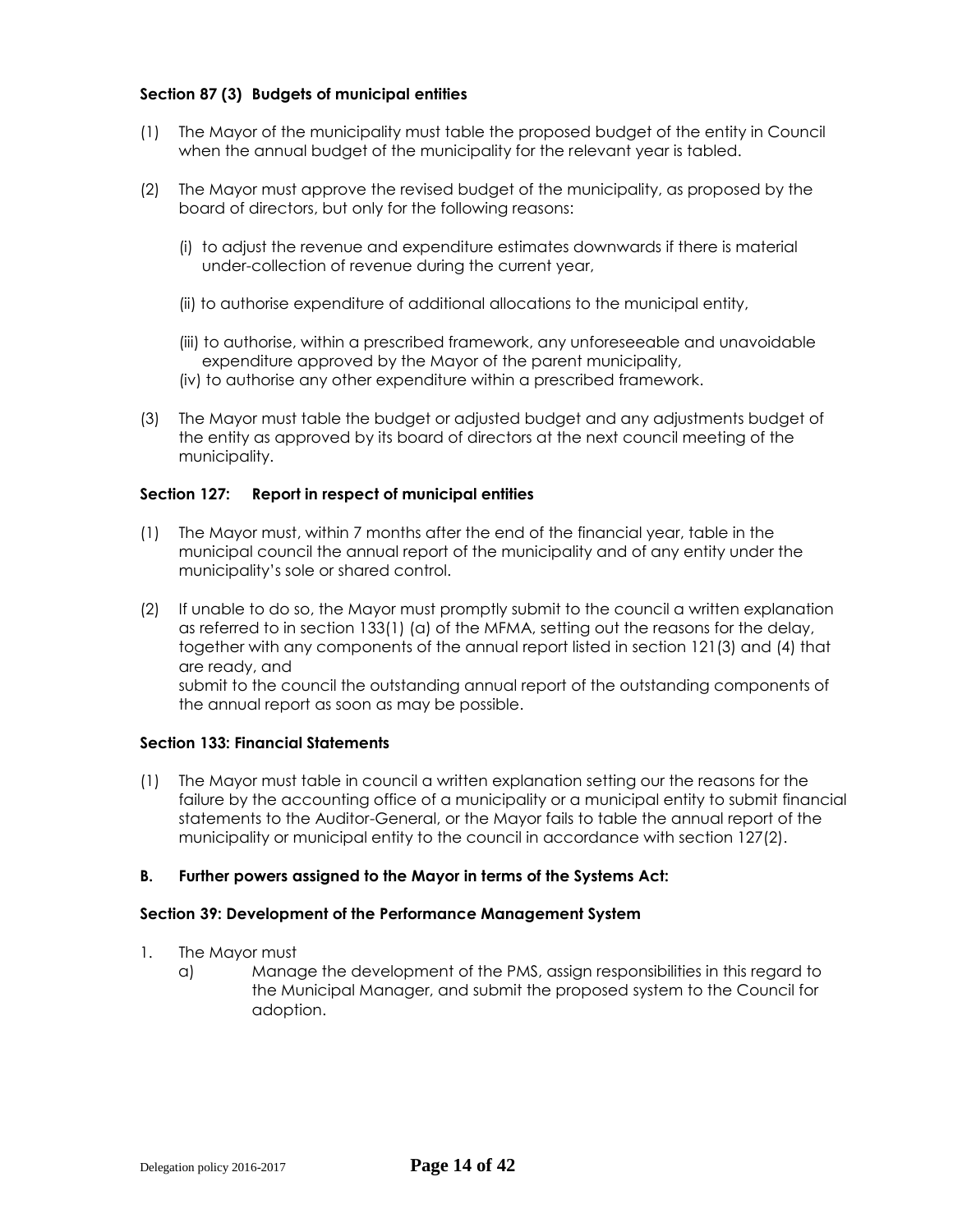**Section 87 (3) Budgets of municipal entities**

(1) The Mayor of the municipality must table the proposed budget of the entity in Council when the annual budget of the municipality for the relevant year is tabled.

(2) The Mayor must approve the revised budget of the municipality, as proposed by the board of directors, but only for the following reasons:

   (i) to adjust the revenue and expenditure estimates downwards if there is material under-collection of revenue during the current year,

   (ii) to authorise expenditure of additional allocations to the municipal entity,

   (iii) to authorise, within a prescribed framework, any unforeseeable and unavoidable expenditure approved by the Mayor of the parent municipality,

   (iv) to authorise any other expenditure within a prescribed framework.

(3) The Mayor must table the budget or adjusted budget and any adjustments budget of the entity as approved by its board of directors at the next council meeting of the municipality.

**Section 127: Report in respect of municipal entities**

(1) The Mayor must, within 7 months after the end of the financial year, table in the municipal council the annual report of the municipality and of any entity under the municipality's sole or shared control.

(2) If unable to do so, the Mayor must promptly submit to the council a written explanation as referred to in section 133(1) (a) of the MFMA, setting out the reasons for the delay, together with any components of the annual report listed in section 121(3) and (4) that are ready, and
submit to the council the outstanding annual report of the outstanding components of the annual report as soon as may be possible.

**Section 133: Financial Statements**

(1) The Mayor must table in council a written explanation setting our the reasons for the failure by the accounting office of a municipality or a municipal entity to submit financial statements to the Auditor-General, or the Mayor fails to table the annual report of the municipality or municipal entity to the council in accordance with section 127(2).

**B. Further powers assigned to the Mayor in terms of the Systems Act:**

**Section 39: Development of the Performance Management System**

1. The Mayor must
   a) Manage the development of the PMS, assign responsibilities in this regard to the Municipal Manager, and submit the proposed system to the Council for adoption.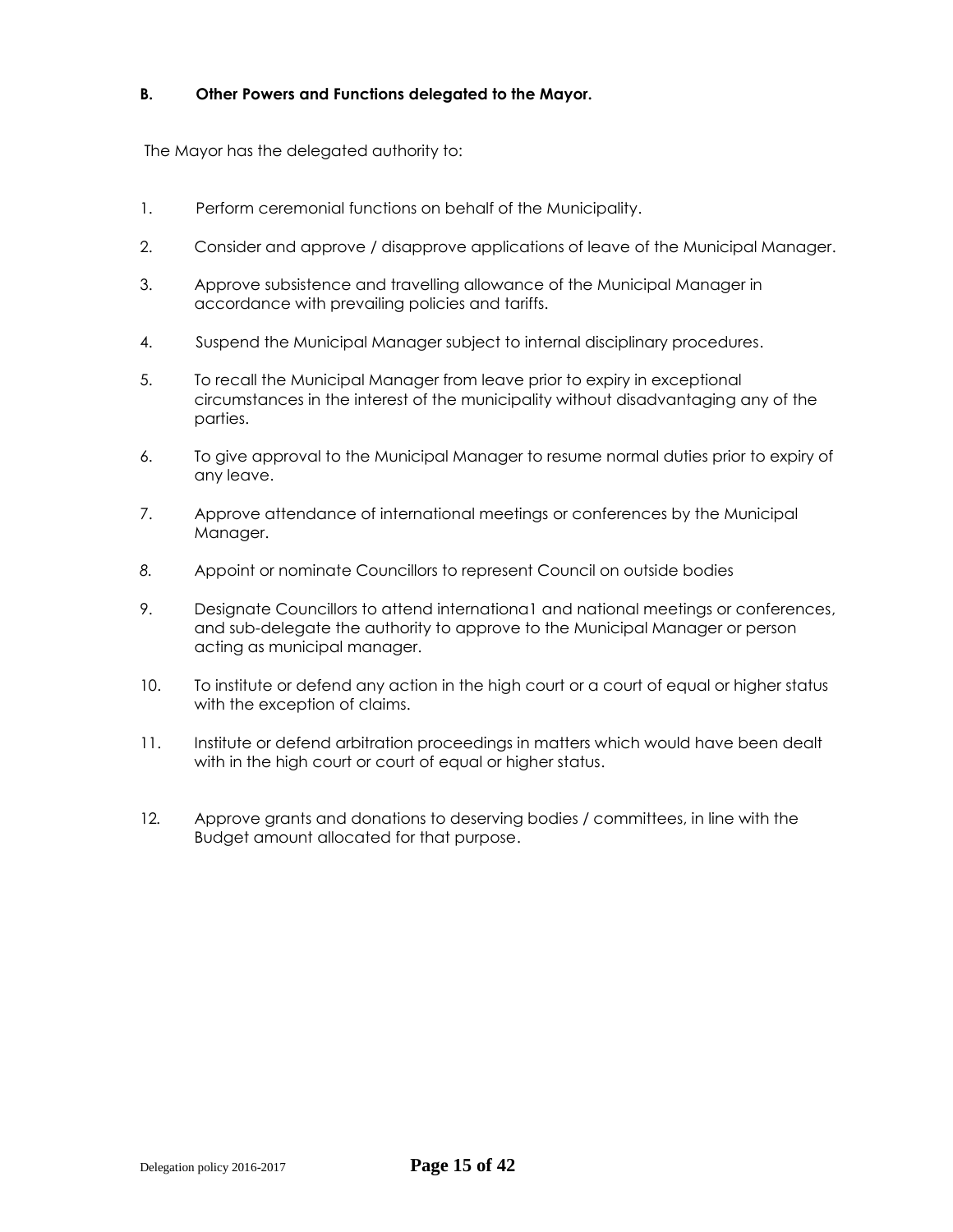**B. Other Powers and Functions delegated to the Mayor.**

The Mayor has the delegated authority to:

1. Perform ceremonial functions on behalf of the Municipality.
2. Consider and approve / disapprove applications of leave of the Municipal Manager.
3. Approve subsistence and travelling allowance of the Municipal Manager in accordance with prevailing policies and tariffs.
4. Suspend the Municipal Manager subject to internal disciplinary procedures.
5. To recall the Municipal Manager from leave prior to expiry in exceptional circumstances in the interest of the municipality without disadvantaging any of the parties.
6. To give approval to the Municipal Manager to resume normal duties prior to expiry of any leave.
7. Approve attendance of international meetings or conferences by the Municipal Manager.
8. Appoint or nominate Councillors to represent Council on outside bodies
9. Designate Councillors to attend internationa1 and national meetings or conferences, and sub-delegate the authority to approve to the Municipal Manager or person acting as municipal manager.
10. To institute or defend any action in the high court or a court of equal or higher status with the exception of claims.
11. Institute or defend arbitration proceedings in matters which would have been dealt with in the high court or court of equal or higher status.
12. Approve grants and donations to deserving bodies / committees, in line with the Budget amount allocated for that purpose.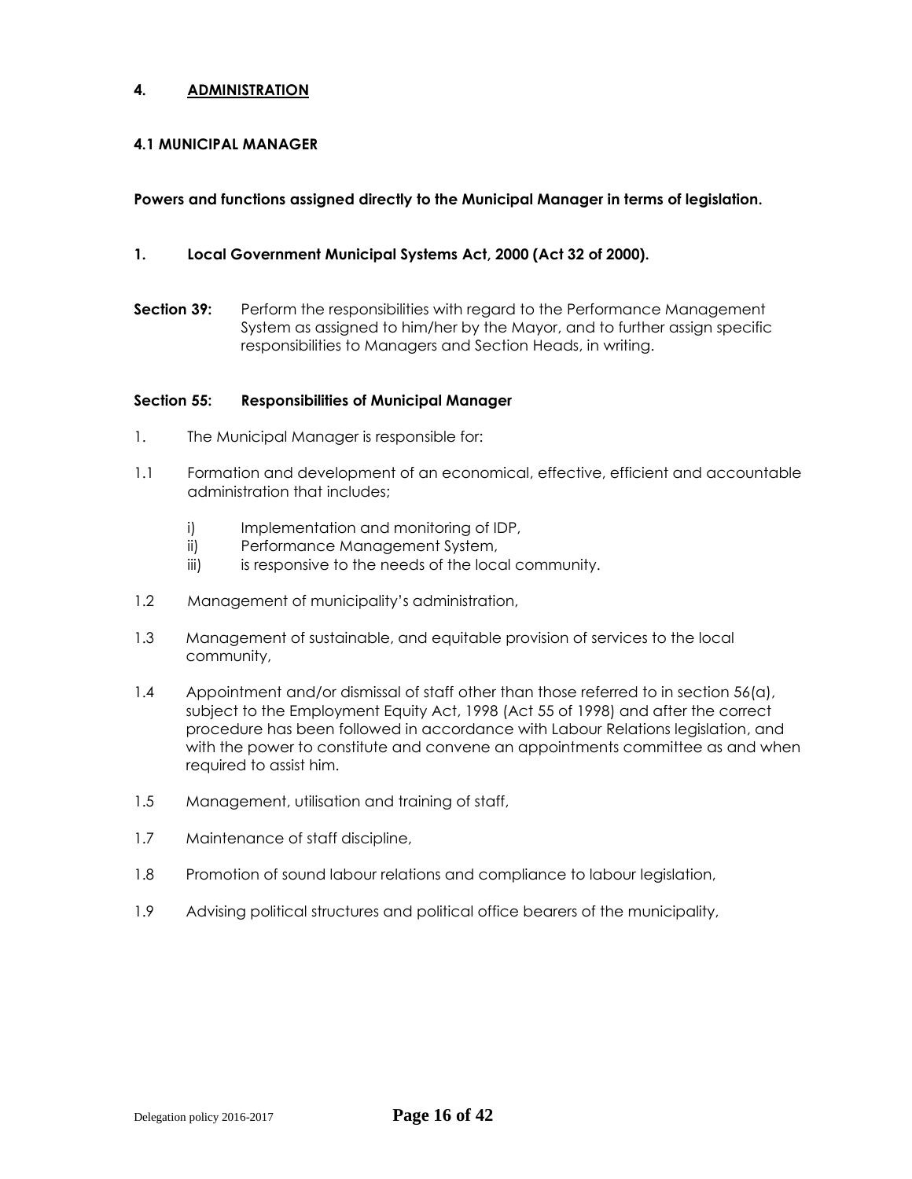## 4. ADMINISTRATION

### 4.1 MUNICIPAL MANAGER

**Powers and functions assigned directly to the Municipal Manager in terms of legislation.**

**1. Local Government Municipal Systems Act, 2000 (Act 32 of 2000).**

**Section 39:** Perform the responsibilities with regard to the Performance Management System as assigned to him/her by the Mayor, and to further assign specific responsibilities to Managers and Section Heads, in writing.

**Section 55: Responsibilities of Municipal Manager**

1. The Municipal Manager is responsible for:

1.1 Formation and development of an economical, effective, efficient and accountable administration that includes;

- i) Implementation and monitoring of IDP,
- ii) Performance Management System,
- iii) is responsive to the needs of the local community.

1.2 Management of municipality's administration,

1.3 Management of sustainable, and equitable provision of services to the local community,

1.4 Appointment and/or dismissal of staff other than those referred to in section 56(a), subject to the Employment Equity Act, 1998 (Act 55 of 1998) and after the correct procedure has been followed in accordance with Labour Relations legislation, and with the power to constitute and convene an appointments committee as and when required to assist him.

1.5 Management, utilisation and training of staff,

1.7 Maintenance of staff discipline,

1.8 Promotion of sound labour relations and compliance to labour legislation,

1.9 Advising political structures and political office bearers of the municipality,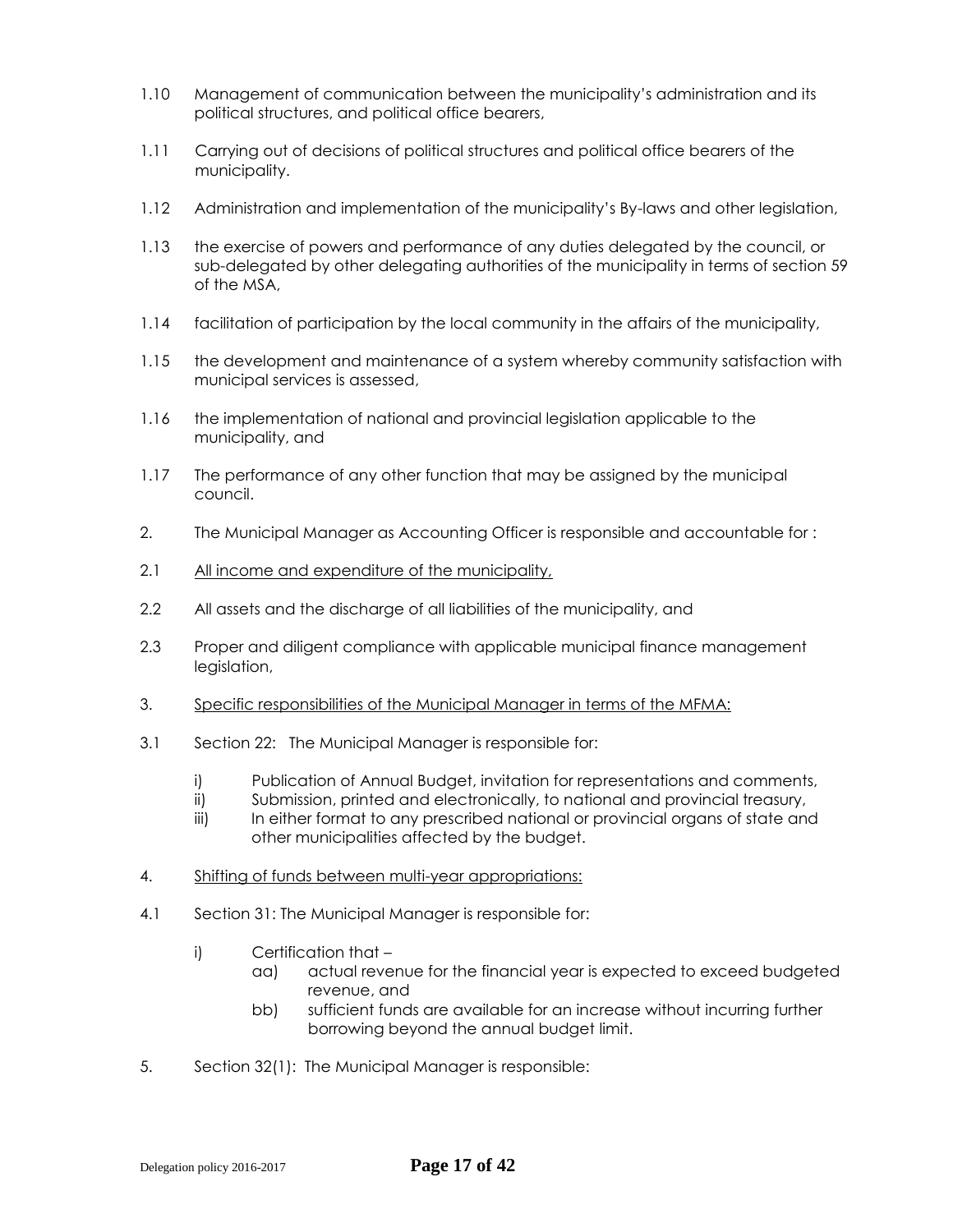1.10 Management of communication between the municipality's administration and its political structures, and political office bearers,

1.11 Carrying out of decisions of political structures and political office bearers of the municipality.

1.12 Administration and implementation of the municipality's By-laws and other legislation,

1.13 the exercise of powers and performance of any duties delegated by the council, or sub-delegated by other delegating authorities of the municipality in terms of section 59 of the MSA,

1.14 facilitation of participation by the local community in the affairs of the municipality,

1.15 the development and maintenance of a system whereby community satisfaction with municipal services is assessed,

1.16 the implementation of national and provincial legislation applicable to the municipality, and

1.17 The performance of any other function that may be assigned by the municipal council.

2. The Municipal Manager as Accounting Officer is responsible and accountable for :

2.1 <u>All income and expenditure of the municipality,</u>

2.2 All assets and the discharge of all liabilities of the municipality, and

2.3 Proper and diligent compliance with applicable municipal finance management legislation,

3. <u>Specific responsibilities of the Municipal Manager in terms of the MFMA:</u>

3.1 Section 22: The Municipal Manager is responsible for:

- i) Publication of Annual Budget, invitation for representations and comments,
- ii) Submission, printed and electronically, to national and provincial treasury,
- iii) In either format to any prescribed national or provincial organs of state and other municipalities affected by the budget.

4. <u>Shifting of funds between multi-year appropriations:</u>

4.1 Section 31: The Municipal Manager is responsible for:

- i) Certification that –
  - aa) actual revenue for the financial year is expected to exceed budgeted revenue, and
  - bb) sufficient funds are available for an increase without incurring further borrowing beyond the annual budget limit.

5. Section 32(1): The Municipal Manager is responsible: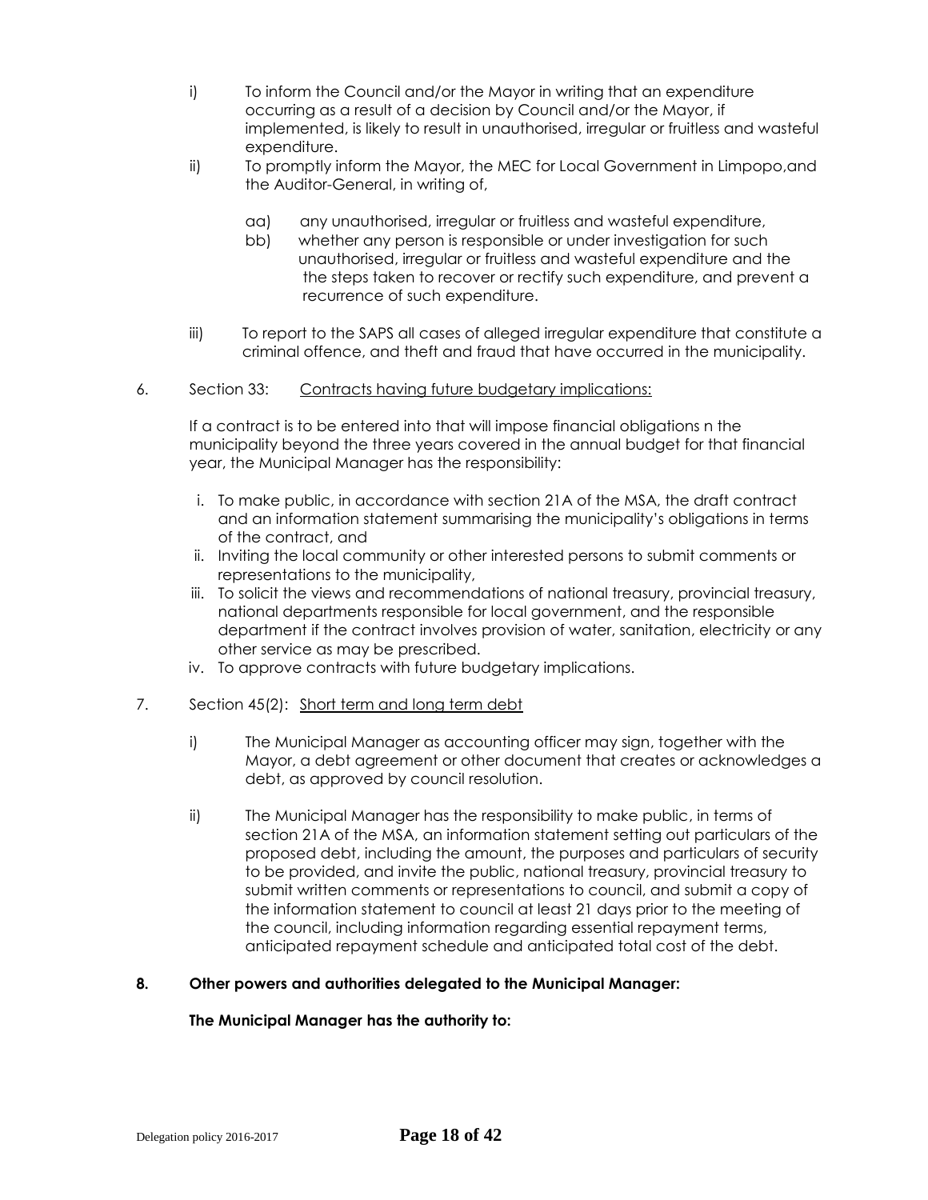i) To inform the Council and/or the Mayor in writing that an expenditure occurring as a result of a decision by Council and/or the Mayor, if implemented, is likely to result in unauthorised, irregular or fruitless and wasteful expenditure.

ii) To promptly inform the Mayor, the MEC for Local Government in Limpopo,and the Auditor-General, in writing of,

 aa) any unauthorised, irregular or fruitless and wasteful expenditure,

 bb) whether any person is responsible or under investigation for such unauthorised, irregular or fruitless and wasteful expenditure and the the steps taken to recover or rectify such expenditure, and prevent a recurrence of such expenditure.

iii) To report to the SAPS all cases of alleged irregular expenditure that constitute a criminal offence, and theft and fraud that have occurred in the municipality.

6. Section 33: <u>Contracts having future budgetary implications:</u>

If a contract is to be entered into that will impose financial obligations n the municipality beyond the three years covered in the annual budget for that financial year, the Municipal Manager has the responsibility:

i. To make public, in accordance with section 21A of the MSA, the draft contract and an information statement summarising the municipality's obligations in terms of the contract, and
ii. Inviting the local community or other interested persons to submit comments or representations to the municipality,
iii. To solicit the views and recommendations of national treasury, provincial treasury, national departments responsible for local government, and the responsible department if the contract involves provision of water, sanitation, electricity or any other service as may be prescribed.
iv. To approve contracts with future budgetary implications.

7. Section 45(2): <u>Short term and long term debt</u>

i) The Municipal Manager as accounting officer may sign, together with the Mayor, a debt agreement or other document that creates or acknowledges a debt, as approved by council resolution.

ii) The Municipal Manager has the responsibility to make public, in terms of section 21A of the MSA, an information statement setting out particulars of the proposed debt, including the amount, the purposes and particulars of security to be provided, and invite the public, national treasury, provincial treasury to submit written comments or representations to council, and submit a copy of the information statement to council at least 21 days prior to the meeting of the council, including information regarding essential repayment terms, anticipated repayment schedule and anticipated total cost of the debt.

**8. Other powers and authorities delegated to the Municipal Manager:**

**The Municipal Manager has the authority to:**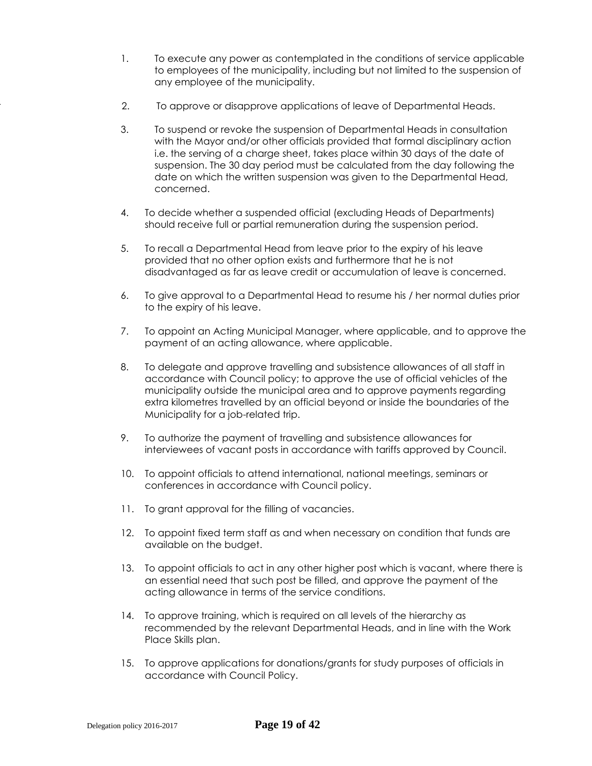1. To execute any power as contemplated in the conditions of service applicable to employees of the municipality, including but not limited to the suspension of any employee of the municipality.

2. To approve or disapprove applications of leave of Departmental Heads.

3. To suspend or revoke the suspension of Departmental Heads in consultation with the Mayor and/or other officials provided that formal disciplinary action i.e. the serving of a charge sheet, takes place within 30 days of the date of suspension. The 30 day period must be calculated from the day following the date on which the written suspension was given to the Departmental Head, concerned.

4. To decide whether a suspended official (excluding Heads of Departments) should receive full or partial remuneration during the suspension period.

5. To recall a Departmental Head from leave prior to the expiry of his leave provided that no other option exists and furthermore that he is not disadvantaged as far as leave credit or accumulation of leave is concerned.

6. To give approval to a Departmental Head to resume his / her normal duties prior to the expiry of his leave.

7. To appoint an Acting Municipal Manager, where applicable, and to approve the payment of an acting allowance, where applicable.

8. To delegate and approve travelling and subsistence allowances of all staff in accordance with Council policy; to approve the use of official vehicles of the municipality outside the municipal area and to approve payments regarding extra kilometres travelled by an official beyond or inside the boundaries of the Municipality for a job-related trip.

9. To authorize the payment of travelling and subsistence allowances for interviewees of vacant posts in accordance with tariffs approved by Council.

10. To appoint officials to attend international, national meetings, seminars or conferences in accordance with Council policy.

11. To grant approval for the filling of vacancies.

12. To appoint fixed term staff as and when necessary on condition that funds are available on the budget.

13. To appoint officials to act in any other higher post which is vacant, where there is an essential need that such post be filled, and approve the payment of the acting allowance in terms of the service conditions.

14. To approve training, which is required on all levels of the hierarchy as recommended by the relevant Departmental Heads, and in line with the Work Place Skills plan.

15. To approve applications for donations/grants for study purposes of officials in accordance with Council Policy.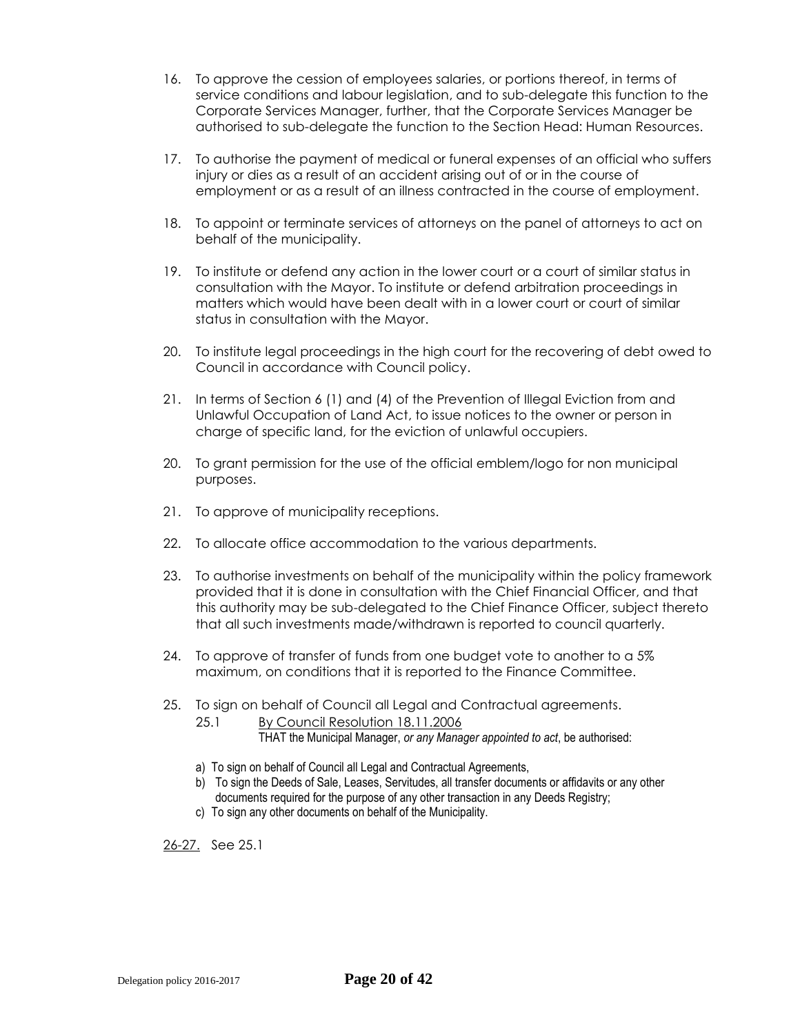16. To approve the cession of employees salaries, or portions thereof, in terms of service conditions and labour legislation, and to sub-delegate this function to the Corporate Services Manager, further, that the Corporate Services Manager be authorised to sub-delegate the function to the Section Head: Human Resources.

17. To authorise the payment of medical or funeral expenses of an official who suffers injury or dies as a result of an accident arising out of or in the course of employment or as a result of an illness contracted in the course of employment.

18. To appoint or terminate services of attorneys on the panel of attorneys to act on behalf of the municipality.

19. To institute or defend any action in the lower court or a court of similar status in consultation with the Mayor. To institute or defend arbitration proceedings in matters which would have been dealt with in a lower court or court of similar status in consultation with the Mayor.

20. To institute legal proceedings in the high court for the recovering of debt owed to Council in accordance with Council policy.

21. In terms of Section 6 (1) and (4) of the Prevention of Illegal Eviction from and Unlawful Occupation of Land Act, to issue notices to the owner or person in charge of specific land, for the eviction of unlawful occupiers.

20. To grant permission for the use of the official emblem/logo for non municipal purposes.

21. To approve of municipality receptions.

22. To allocate office accommodation to the various departments.

23. To authorise investments on behalf of the municipality within the policy framework provided that it is done in consultation with the Chief Financial Officer, and that this authority may be sub-delegated to the Chief Finance Officer, subject thereto that all such investments made/withdrawn is reported to council quarterly.

24. To approve of transfer of funds from one budget vote to another to a 5% maximum, on conditions that it is reported to the Finance Committee.

25. To sign on behalf of Council all Legal and Contractual agreements.

    25.1 By Council Resolution 18.11.2006

    THAT the Municipal Manager, *or any Manager appointed to act*, be authorised:

    a) To sign on behalf of Council all Legal and Contractual Agreements,
    b) To sign the Deeds of Sale, Leases, Servitudes, all transfer documents or affidavits or any other documents required for the purpose of any other transaction in any Deeds Registry;
    c) To sign any other documents on behalf of the Municipality.

26-27. See 25.1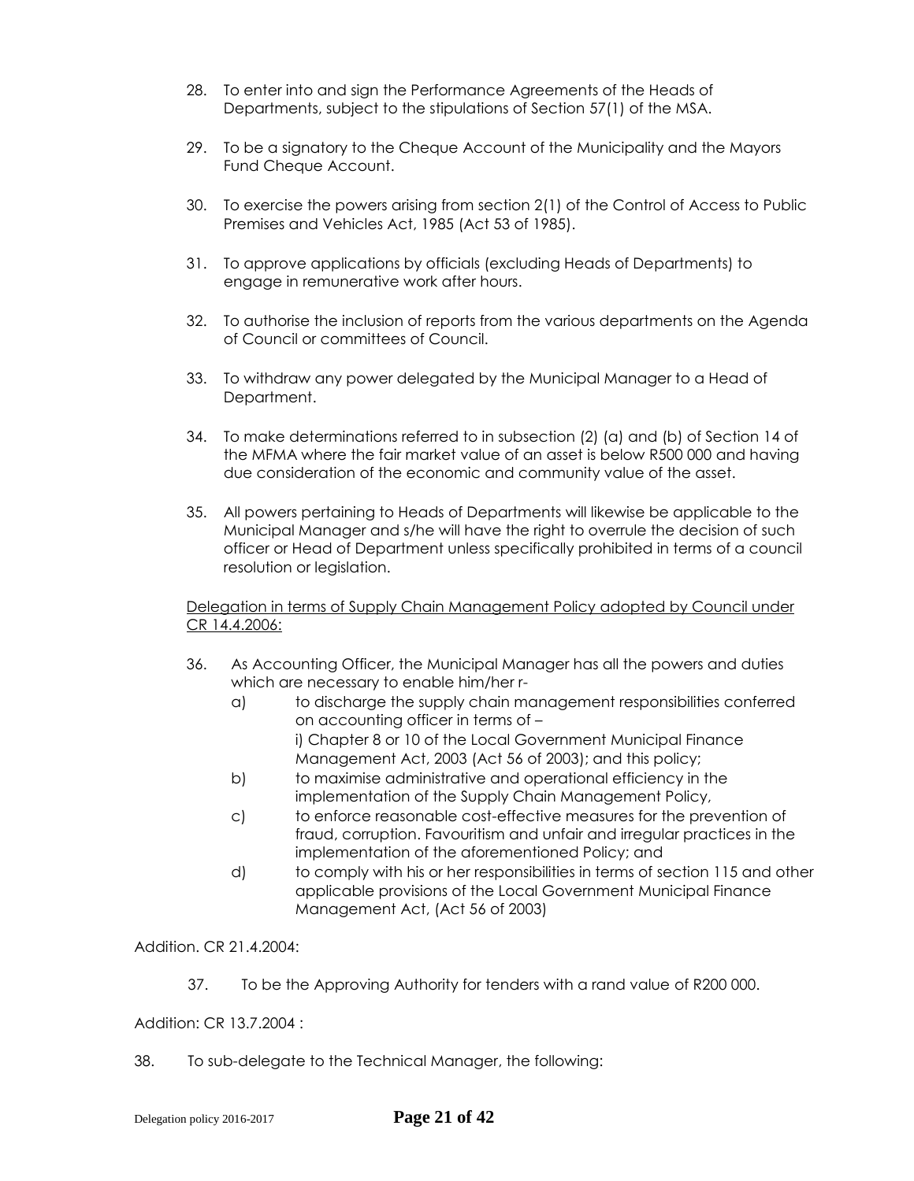28. To enter into and sign the Performance Agreements of the Heads of Departments, subject to the stipulations of Section 57(1) of the MSA.

29. To be a signatory to the Cheque Account of the Municipality and the Mayors Fund Cheque Account.

30. To exercise the powers arising from section 2(1) of the Control of Access to Public Premises and Vehicles Act, 1985 (Act 53 of 1985).

31. To approve applications by officials (excluding Heads of Departments) to engage in remunerative work after hours.

32. To authorise the inclusion of reports from the various departments on the Agenda of Council or committees of Council.

33. To withdraw any power delegated by the Municipal Manager to a Head of Department.

34. To make determinations referred to in subsection (2) (a) and (b) of Section 14 of the MFMA where the fair market value of an asset is below R500 000 and having due consideration of the economic and community value of the asset.

35. All powers pertaining to Heads of Departments will likewise be applicable to the Municipal Manager and s/he will have the right to overrule the decision of such officer or Head of Department unless specifically prohibited in terms of a council resolution or legislation.

<u>Delegation in terms of Supply Chain Management Policy adopted by Council under CR 14.4.2006:</u>

36. As Accounting Officer, the Municipal Manager has all the powers and duties which are necessary to enable him/her r-
    a) to discharge the supply chain management responsibilities conferred on accounting officer in terms of –
       i) Chapter 8 or 10 of the Local Government Municipal Finance Management Act, 2003 (Act 56 of 2003); and this policy;
    b) to maximise administrative and operational efficiency in the implementation of the Supply Chain Management Policy,
    c) to enforce reasonable cost-effective measures for the prevention of fraud, corruption. Favouritism and unfair and irregular practices in the implementation of the aforementioned Policy; and
    d) to comply with his or her responsibilities in terms of section 115 and other applicable provisions of the Local Government Municipal Finance Management Act, (Act 56 of 2003)

Addition. CR 21.4.2004:

37. To be the Approving Authority for tenders with a rand value of R200 000.

Addition: CR 13.7.2004 :

38. To sub-delegate to the Technical Manager, the following: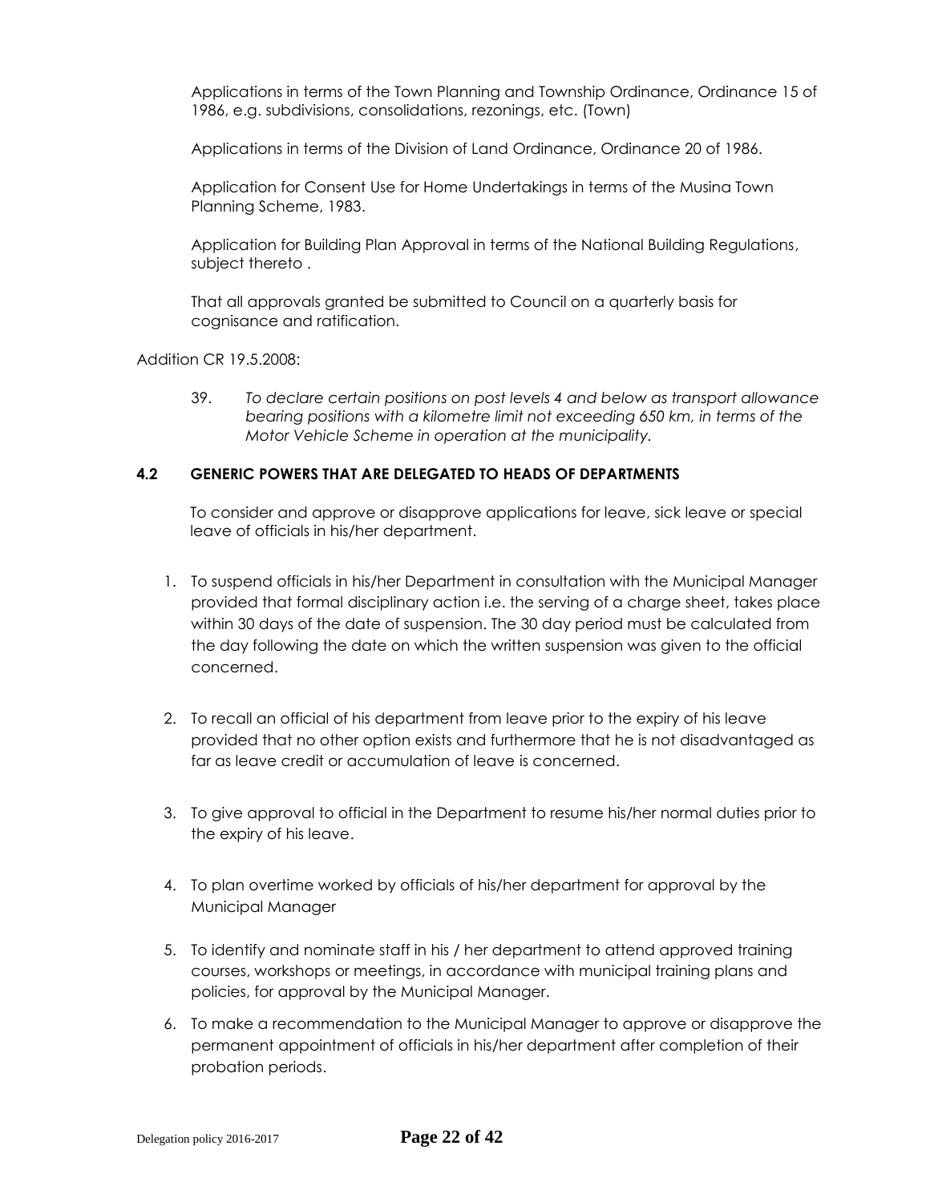Applications in terms of the Town Planning and Township Ordinance, Ordinance 15 of 1986, e.g. subdivisions, consolidations, rezonings, etc. (Town)

Applications in terms of the Division of Land Ordinance, Ordinance 20 of 1986.

Application for Consent Use for Home Undertakings in terms of the Musina Town Planning Scheme, 1983.

Application for Building Plan Approval in terms of the National Building Regulations, subject thereto .

That all approvals granted be submitted to Council on a quarterly basis for cognisance and ratification.

Addition CR 19.5.2008:

39. *To declare certain positions on post levels 4 and below as transport allowance bearing positions with a kilometre limit not exceeding 650 km, in terms of the Motor Vehicle Scheme in operation at the municipality.*

### 4.2 GENERIC POWERS THAT ARE DELEGATED TO HEADS OF DEPARTMENTS

To consider and approve or disapprove applications for leave, sick leave or special leave of officials in his/her department.

1. To suspend officials in his/her Department in consultation with the Municipal Manager provided that formal disciplinary action i.e. the serving of a charge sheet, takes place within 30 days of the date of suspension. The 30 day period must be calculated from the day following the date on which the written suspension was given to the official concerned.

2. To recall an official of his department from leave prior to the expiry of his leave provided that no other option exists and furthermore that he is not disadvantaged as far as leave credit or accumulation of leave is concerned.

3. To give approval to official in the Department to resume his/her normal duties prior to the expiry of his leave.

4. To plan overtime worked by officials of his/her department for approval by the Municipal Manager

5. To identify and nominate staff in his / her department to attend approved training courses, workshops or meetings, in accordance with municipal training plans and policies, for approval by the Municipal Manager.

6. To make a recommendation to the Municipal Manager to approve or disapprove the permanent appointment of officials in his/her department after completion of their probation periods.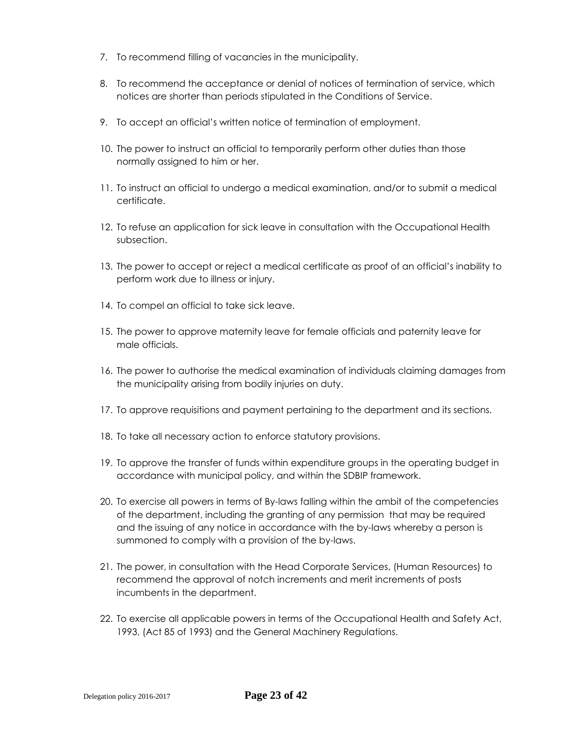7. To recommend filling of vacancies in the municipality.

8. To recommend the acceptance or denial of notices of termination of service, which notices are shorter than periods stipulated in the Conditions of Service.

9. To accept an official's written notice of termination of employment.

10. The power to instruct an official to temporarily perform other duties than those normally assigned to him or her.

11. To instruct an official to undergo a medical examination, and/or to submit a medical certificate.

12. To refuse an application for sick leave in consultation with the Occupational Health subsection.

13. The power to accept or reject a medical certificate as proof of an official's inability to perform work due to illness or injury.

14. To compel an official to take sick leave.

15. The power to approve maternity leave for female officials and paternity leave for male officials.

16. The power to authorise the medical examination of individuals claiming damages from the municipality arising from bodily injuries on duty.

17. To approve requisitions and payment pertaining to the department and its sections.

18. To take all necessary action to enforce statutory provisions.

19. To approve the transfer of funds within expenditure groups in the operating budget in accordance with municipal policy, and within the SDBIP framework.

20. To exercise all powers in terms of By-laws falling within the ambit of the competencies of the department, including the granting of any permission that may be required and the issuing of any notice in accordance with the by-laws whereby a person is summoned to comply with a provision of the by-laws.

21. The power, in consultation with the Head Corporate Services, (Human Resources) to recommend the approval of notch increments and merit increments of posts incumbents in the department.

22. To exercise all applicable powers in terms of the Occupational Health and Safety Act, 1993, (Act 85 of 1993) and the General Machinery Regulations.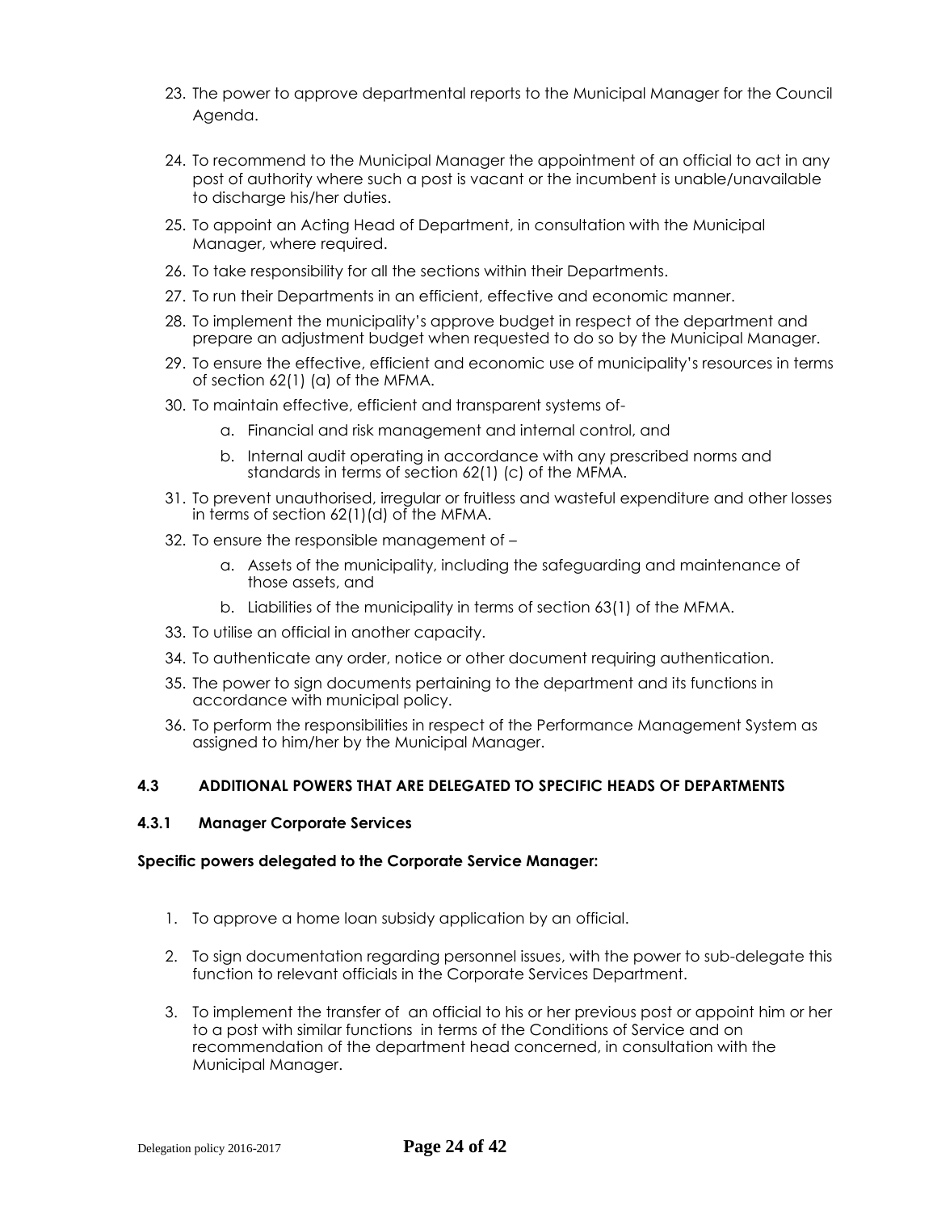23. The power to approve departmental reports to the Municipal Manager for the Council Agenda.

24. To recommend to the Municipal Manager the appointment of an official to act in any post of authority where such a post is vacant or the incumbent is unable/unavailable to discharge his/her duties.

25. To appoint an Acting Head of Department, in consultation with the Municipal Manager, where required.

26. To take responsibility for all the sections within their Departments.

27. To run their Departments in an efficient, effective and economic manner.

28. To implement the municipality's approve budget in respect of the department and prepare an adjustment budget when requested to do so by the Municipal Manager.

29. To ensure the effective, efficient and economic use of municipality's resources in terms of section 62(1) (a) of the MFMA.

30. To maintain effective, efficient and transparent systems of-
    a. Financial and risk management and internal control, and
    b. Internal audit operating in accordance with any prescribed norms and standards in terms of section 62(1) (c) of the MFMA.

31. To prevent unauthorised, irregular or fruitless and wasteful expenditure and other losses in terms of section 62(1)(d) of the MFMA.

32. To ensure the responsible management of –
    a. Assets of the municipality, including the safeguarding and maintenance of those assets, and
    b. Liabilities of the municipality in terms of section 63(1) of the MFMA.

33. To utilise an official in another capacity.

34. To authenticate any order, notice or other document requiring authentication.

35. The power to sign documents pertaining to the department and its functions in accordance with municipal policy.

36. To perform the responsibilities in respect of the Performance Management System as assigned to him/her by the Municipal Manager.

### 4.3 ADDITIONAL POWERS THAT ARE DELEGATED TO SPECIFIC HEADS OF DEPARTMENTS

#### 4.3.1 Manager Corporate Services

**Specific powers delegated to the Corporate Service Manager:**

1. To approve a home loan subsidy application by an official.

2. To sign documentation regarding personnel issues, with the power to sub-delegate this function to relevant officials in the Corporate Services Department.

3. To implement the transfer of an official to his or her previous post or appoint him or her to a post with similar functions in terms of the Conditions of Service and on recommendation of the department head concerned, in consultation with the Municipal Manager.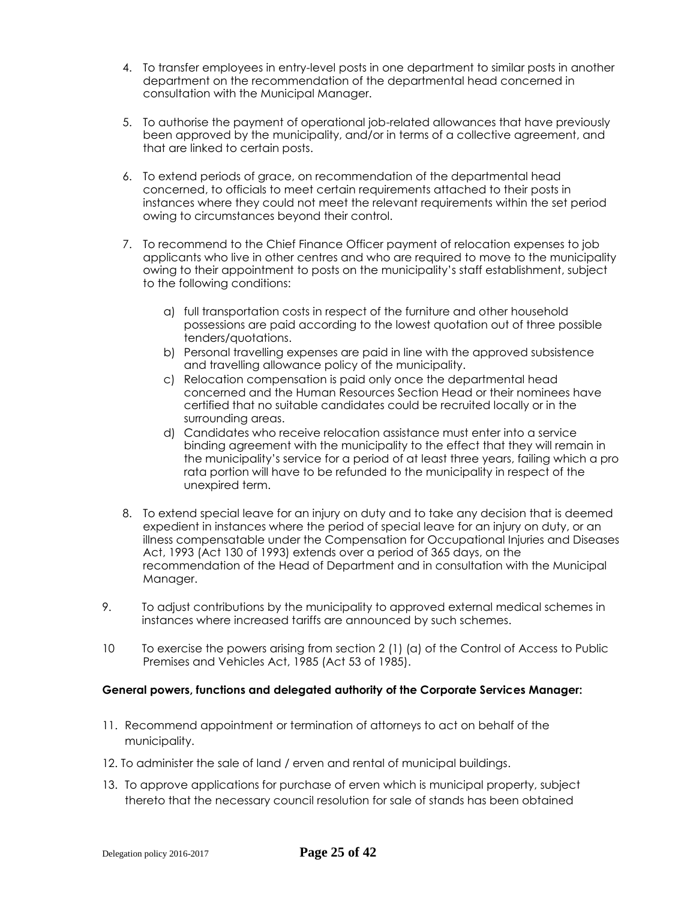4. To transfer employees in entry-level posts in one department to similar posts in another department on the recommendation of the departmental head concerned in consultation with the Municipal Manager.

5. To authorise the payment of operational job-related allowances that have previously been approved by the municipality, and/or in terms of a collective agreement, and that are linked to certain posts.

6. To extend periods of grace, on recommendation of the departmental head concerned, to officials to meet certain requirements attached to their posts in instances where they could not meet the relevant requirements within the set period owing to circumstances beyond their control.

7. To recommend to the Chief Finance Officer payment of relocation expenses to job applicants who live in other centres and who are required to move to the municipality owing to their appointment to posts on the municipality's staff establishment, subject to the following conditions:

   a) full transportation costs in respect of the furniture and other household possessions are paid according to the lowest quotation out of three possible tenders/quotations.
   b) Personal travelling expenses are paid in line with the approved subsistence and travelling allowance policy of the municipality.
   c) Relocation compensation is paid only once the departmental head concerned and the Human Resources Section Head or their nominees have certified that no suitable candidates could be recruited locally or in the surrounding areas.
   d) Candidates who receive relocation assistance must enter into a service binding agreement with the municipality to the effect that they will remain in the municipality's service for a period of at least three years, failing which a pro rata portion will have to be refunded to the municipality in respect of the unexpired term.

8. To extend special leave for an injury on duty and to take any decision that is deemed expedient in instances where the period of special leave for an injury on duty, or an illness compensatable under the Compensation for Occupational Injuries and Diseases Act, 1993 (Act 130 of 1993) extends over a period of 365 days, on the recommendation of the Head of Department and in consultation with the Municipal Manager.

9. To adjust contributions by the municipality to approved external medical schemes in instances where increased tariffs are announced by such schemes.

10 To exercise the powers arising from section 2 (1) (a) of the Control of Access to Public Premises and Vehicles Act, 1985 (Act 53 of 1985).

**General powers, functions and delegated authority of the Corporate Services Manager:**

11. Recommend appointment or termination of attorneys to act on behalf of the municipality.

12. To administer the sale of land / erven and rental of municipal buildings.

13. To approve applications for purchase of erven which is municipal property, subject thereto that the necessary council resolution for sale of stands has been obtained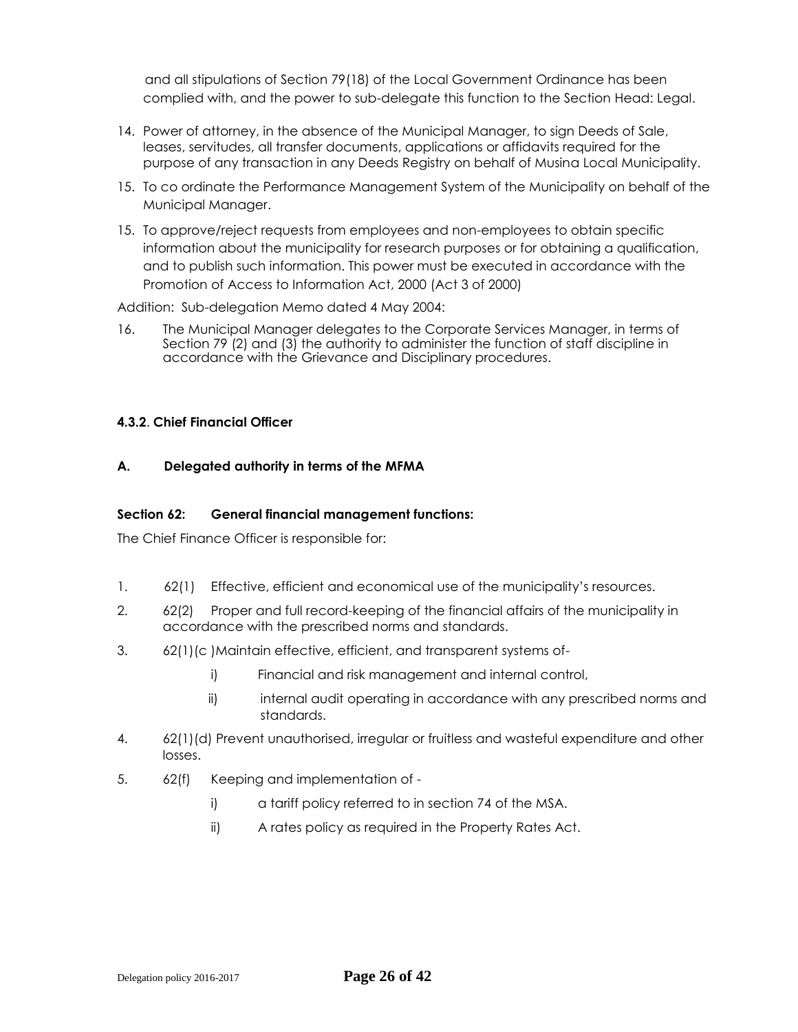and all stipulations of Section 79(18) of the Local Government Ordinance has been complied with, and the power to sub-delegate this function to the Section Head: Legal.

14. Power of attorney, in the absence of the Municipal Manager, to sign Deeds of Sale, leases, servitudes, all transfer documents, applications or affidavits required for the purpose of any transaction in any Deeds Registry on behalf of Musina Local Municipality.

15. To co ordinate the Performance Management System of the Municipality on behalf of the Municipal Manager.

15. To approve/reject requests from employees and non-employees to obtain specific information about the municipality for research purposes or for obtaining a qualification, and to publish such information. This power must be executed in accordance with the Promotion of Access to Information Act, 2000 (Act 3 of 2000)

Addition: Sub-delegation Memo dated 4 May 2004:

16. The Municipal Manager delegates to the Corporate Services Manager, in terms of Section 79 (2) and (3) the authority to administer the function of staff discipline in accordance with the Grievance and Disciplinary procedures.

#### 4.3.2. Chief Financial Officer

**A. Delegated authority in terms of the MFMA**

**Section 62: General financial management functions:**

The Chief Finance Officer is responsible for:

1. 62(1) Effective, efficient and economical use of the municipality's resources.
2. 62(2) Proper and full record-keeping of the financial affairs of the municipality in accordance with the prescribed norms and standards.
3. 62(1)(c )Maintain effective, efficient, and transparent systems of-
   - i) Financial and risk management and internal control,
   - ii) internal audit operating in accordance with any prescribed norms and standards.
4. 62(1)(d) Prevent unauthorised, irregular or fruitless and wasteful expenditure and other losses.
5. 62(f) Keeping and implementation of -
   - i) a tariff policy referred to in section 74 of the MSA.
   - ii) A rates policy as required in the Property Rates Act.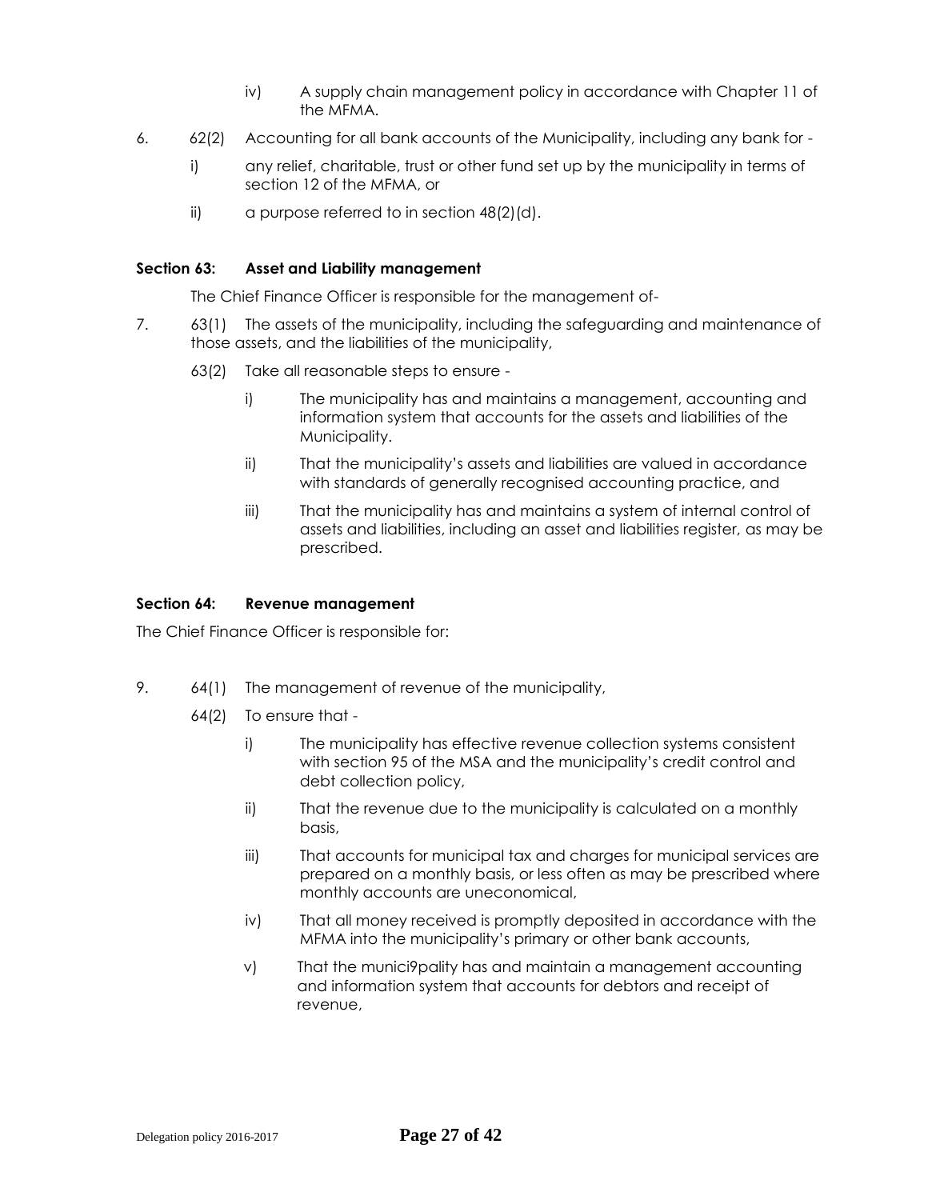iv) A supply chain management policy in accordance with Chapter 11 of the MFMA.

6. 62(2) Accounting for all bank accounts of the Municipality, including any bank for -

   i) any relief, charitable, trust or other fund set up by the municipality in terms of section 12 of the MFMA, or

   ii) a purpose referred to in section 48(2)(d).

**Section 63: Asset and Liability management**

The Chief Finance Officer is responsible for the management of-

7. 63(1) The assets of the municipality, including the safeguarding and maintenance of those assets, and the liabilities of the municipality,

   63(2) Take all reasonable steps to ensure -

   i) The municipality has and maintains a management, accounting and information system that accounts for the assets and liabilities of the Municipality.

   ii) That the municipality's assets and liabilities are valued in accordance with standards of generally recognised accounting practice, and

   iii) That the municipality has and maintains a system of internal control of assets and liabilities, including an asset and liabilities register, as may be prescribed.

**Section 64: Revenue management**

The Chief Finance Officer is responsible for:

9. 64(1) The management of revenue of the municipality,

   64(2) To ensure that -

   i) The municipality has effective revenue collection systems consistent with section 95 of the MSA and the municipality's credit control and debt collection policy,

   ii) That the revenue due to the municipality is calculated on a monthly basis,

   iii) That accounts for municipal tax and charges for municipal services are prepared on a monthly basis, or less often as may be prescribed where monthly accounts are uneconomical,

   iv) That all money received is promptly deposited in accordance with the MFMA into the municipality's primary or other bank accounts,

   v) That the munici9pality has and maintain a management accounting and information system that accounts for debtors and receipt of revenue,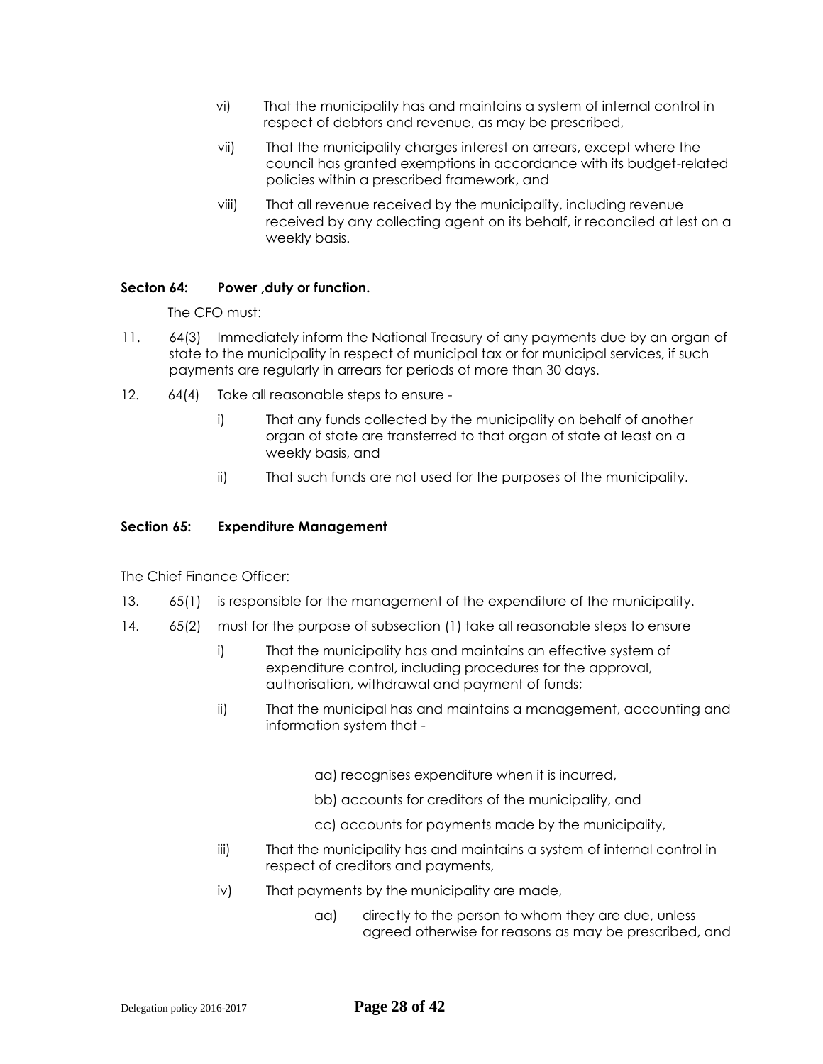vi) That the municipality has and maintains a system of internal control in respect of debtors and revenue, as may be prescribed,

vii) That the municipality charges interest on arrears, except where the council has granted exemptions in accordance with its budget-related policies within a prescribed framework, and

viii) That all revenue received by the municipality, including revenue received by any collecting agent on its behalf, ir reconciled at lest on a weekly basis.

**Secton 64: Power ,duty or function.**

The CFO must:

11. 64(3) Immediately inform the National Treasury of any payments due by an organ of state to the municipality in respect of municipal tax or for municipal services, if such payments are regularly in arrears for periods of more than 30 days.

12. 64(4) Take all reasonable steps to ensure -

    i) That any funds collected by the municipality on behalf of another organ of state are transferred to that organ of state at least on a weekly basis, and

    ii) That such funds are not used for the purposes of the municipality.

**Section 65: Expenditure Management**

The Chief Finance Officer:

13. 65(1) is responsible for the management of the expenditure of the municipality.

14. 65(2) must for the purpose of subsection (1) take all reasonable steps to ensure

    i) That the municipality has and maintains an effective system of expenditure control, including procedures for the approval, authorisation, withdrawal and payment of funds;

    ii) That the municipal has and maintains a management, accounting and information system that -

        aa) recognises expenditure when it is incurred,

        bb) accounts for creditors of the municipality, and

        cc) accounts for payments made by the municipality,

    iii) That the municipality has and maintains a system of internal control in respect of creditors and payments,

    iv) That payments by the municipality are made,

        aa) directly to the person to whom they are due, unless agreed otherwise for reasons as may be prescribed, and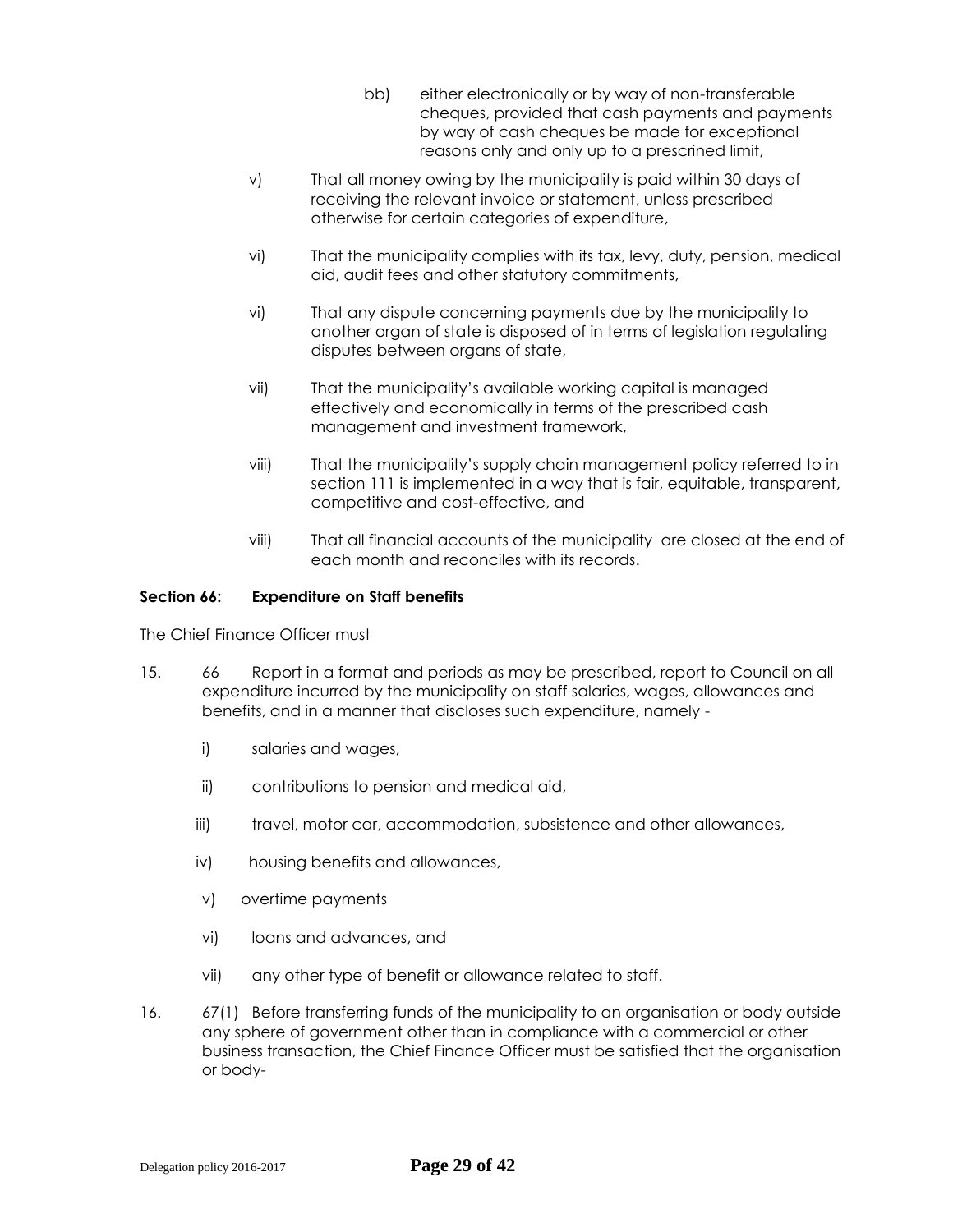bb) either electronically or by way of non-transferable cheques, provided that cash payments and payments by way of cash cheques be made for exceptional reasons only and only up to a prescrined limit,

v) That all money owing by the municipality is paid within 30 days of receiving the relevant invoice or statement, unless prescribed otherwise for certain categories of expenditure,

vi) That the municipality complies with its tax, levy, duty, pension, medical aid, audit fees and other statutory commitments,

vi) That any dispute concerning payments due by the municipality to another organ of state is disposed of in terms of legislation regulating disputes between organs of state,

vii) That the municipality's available working capital is managed effectively and economically in terms of the prescribed cash management and investment framework,

viii) That the municipality's supply chain management policy referred to in section 111 is implemented in a way that is fair, equitable, transparent, competitive and cost-effective, and

viii) That all financial accounts of the municipality are closed at the end of each month and reconciles with its records.

**Section 66: Expenditure on Staff benefits**

The Chief Finance Officer must

15. 66 Report in a format and periods as may be prescribed, report to Council on all expenditure incurred by the municipality on staff salaries, wages, allowances and benefits, and in a manner that discloses such expenditure, namely -

    i) salaries and wages,

    ii) contributions to pension and medical aid,

    iii) travel, motor car, accommodation, subsistence and other allowances,

    iv) housing benefits and allowances,

    v) overtime payments

    vi) loans and advances, and

    vii) any other type of benefit or allowance related to staff.

16. 67(1) Before transferring funds of the municipality to an organisation or body outside any sphere of government other than in compliance with a commercial or other business transaction, the Chief Finance Officer must be satisfied that the organisation or body-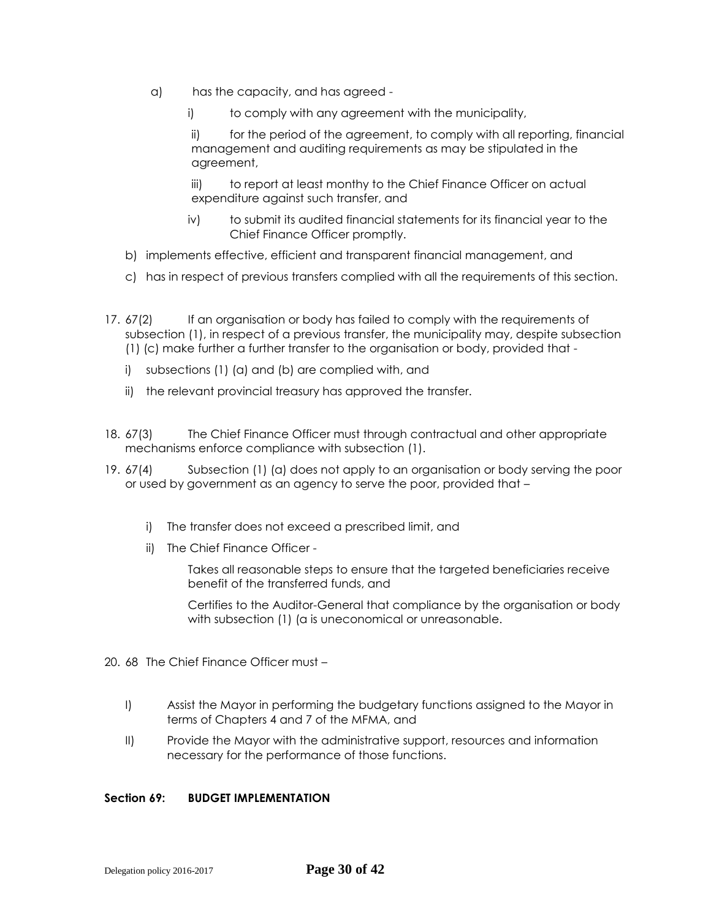a) has the capacity, and has agreed -

   i) to comply with any agreement with the municipality,

   ii) for the period of the agreement, to comply with all reporting, financial management and auditing requirements as may be stipulated in the agreement,

   iii) to report at least monthy to the Chief Finance Officer on actual expenditure against such transfer, and

   iv) to submit its audited financial statements for its financial year to the Chief Finance Officer promptly.

b) implements effective, efficient and transparent financial management, and

c) has in respect of previous transfers complied with all the requirements of this section.

17. 67(2) If an organisation or body has failed to comply with the requirements of subsection (1), in respect of a previous transfer, the municipality may, despite subsection (1) (c) make further a further transfer to the organisation or body, provided that -

   i) subsections (1) (a) and (b) are complied with, and

   ii) the relevant provincial treasury has approved the transfer.

18. 67(3) The Chief Finance Officer must through contractual and other appropriate mechanisms enforce compliance with subsection (1).

19. 67(4) Subsection (1) (a) does not apply to an organisation or body serving the poor or used by government as an agency to serve the poor, provided that –

   i) The transfer does not exceed a prescribed limit, and

   ii) The Chief Finance Officer -

      Takes all reasonable steps to ensure that the targeted beneficiaries receive benefit of the transferred funds, and

      Certifies to the Auditor-General that compliance by the organisation or body with subsection (1) (a is uneconomical or unreasonable.

20. 68 The Chief Finance Officer must –

   I) Assist the Mayor in performing the budgetary functions assigned to the Mayor in terms of Chapters 4 and 7 of the MFMA, and

   II) Provide the Mayor with the administrative support, resources and information necessary for the performance of those functions.

**Section 69: BUDGET IMPLEMENTATION**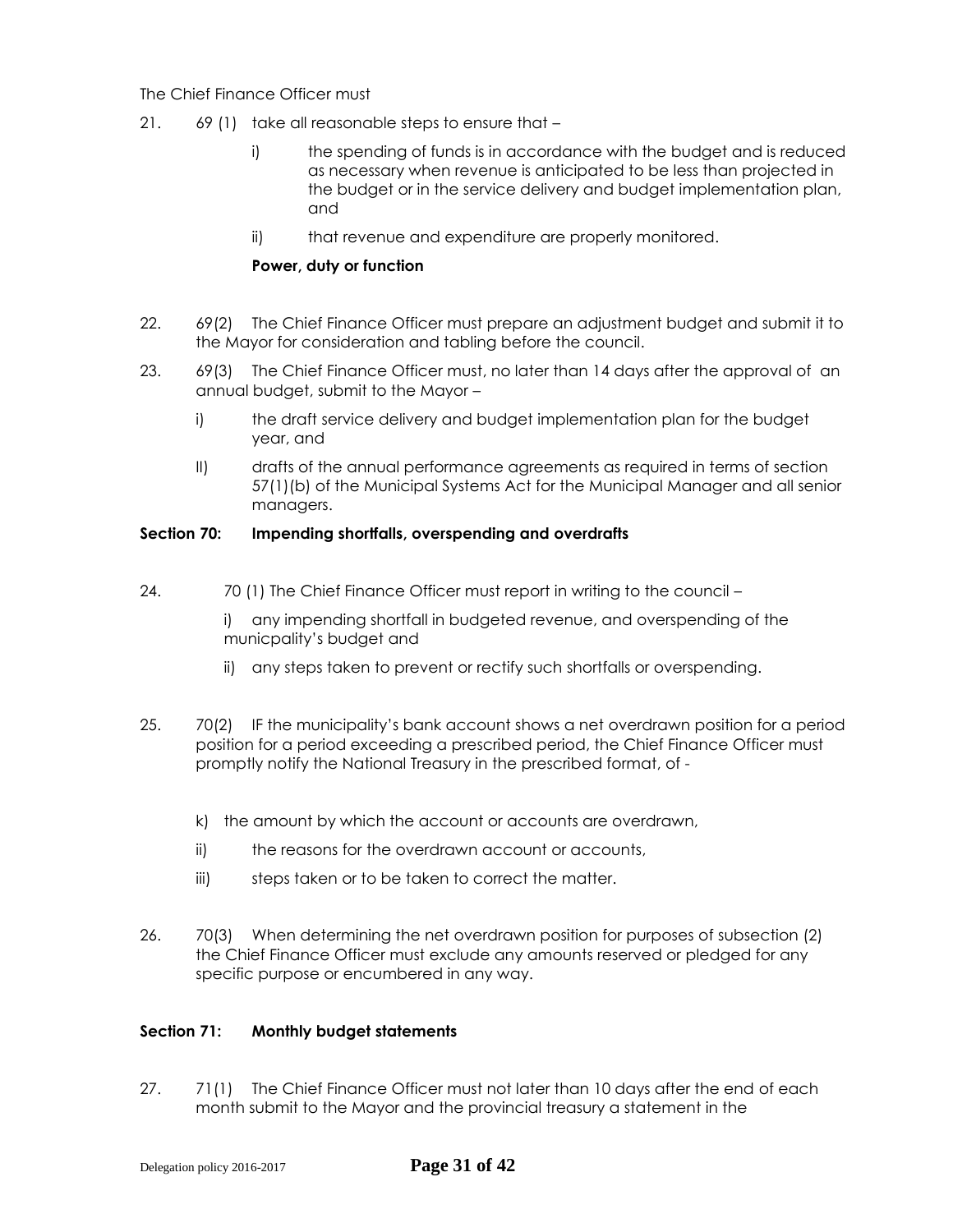The Chief Finance Officer must

21. 69 (1) take all reasonable steps to ensure that –

    i) the spending of funds is in accordance with the budget and is reduced as necessary when revenue is anticipated to be less than projected in the budget or in the service delivery and budget implementation plan, and

    ii) that revenue and expenditure are properly monitored.

    **Power, duty or function**

22. 69(2) The Chief Finance Officer must prepare an adjustment budget and submit it to the Mayor for consideration and tabling before the council.

23. 69(3) The Chief Finance Officer must, no later than 14 days after the approval of an annual budget, submit to the Mayor –

    i) the draft service delivery and budget implementation plan for the budget year, and

    II) drafts of the annual performance agreements as required in terms of section 57(1)(b) of the Municipal Systems Act for the Municipal Manager and all senior managers.

**Section 70: Impending shortfalls, overspending and overdrafts**

24. 70 (1) The Chief Finance Officer must report in writing to the council –

    i) any impending shortfall in budgeted revenue, and overspending of the municpality's budget and

    ii) any steps taken to prevent or rectify such shortfalls or overspending.

25. 70(2) IF the municipality's bank account shows a net overdrawn position for a period position for a period exceeding a prescribed period, the Chief Finance Officer must promptly notify the National Treasury in the prescribed format, of -

    k) the amount by which the account or accounts are overdrawn,

    ii) the reasons for the overdrawn account or accounts,

    iii) steps taken or to be taken to correct the matter.

26. 70(3) When determining the net overdrawn position for purposes of subsection (2) the Chief Finance Officer must exclude any amounts reserved or pledged for any specific purpose or encumbered in any way.

**Section 71: Monthly budget statements**

27. 71(1) The Chief Finance Officer must not later than 10 days after the end of each month submit to the Mayor and the provincial treasury a statement in the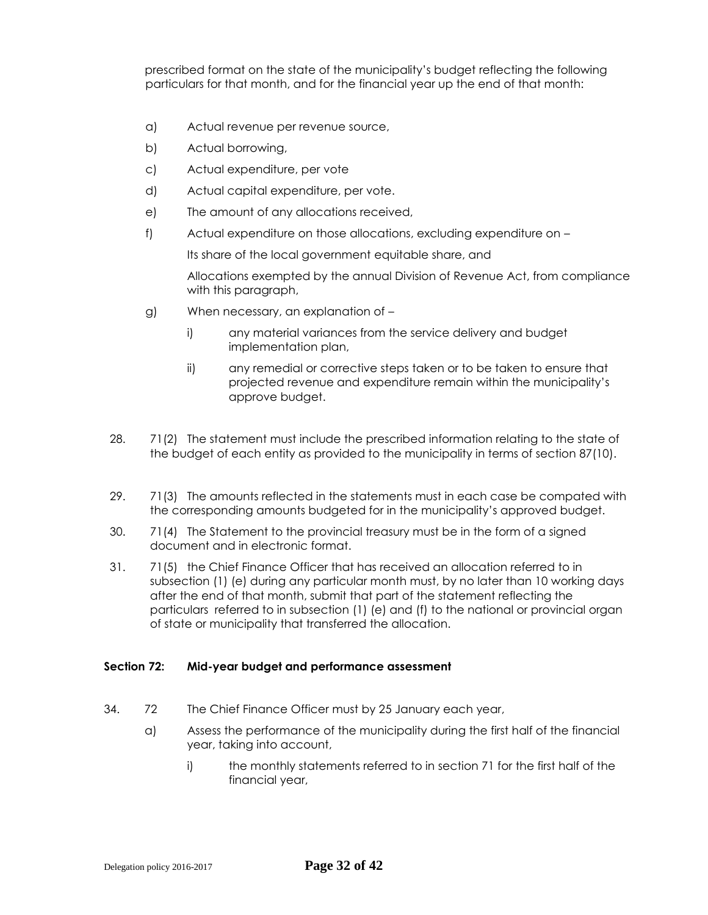prescribed format on the state of the municipality's budget reflecting the following particulars for that month, and for the financial year up the end of that month:

a) Actual revenue per revenue source,

b) Actual borrowing,

c) Actual expenditure, per vote

d) Actual capital expenditure, per vote.

e) The amount of any allocations received,

f) Actual expenditure on those allocations, excluding expenditure on –

   Its share of the local government equitable share, and

   Allocations exempted by the annual Division of Revenue Act, from compliance with this paragraph,

g) When necessary, an explanation of –

   i) any material variances from the service delivery and budget implementation plan,

   ii) any remedial or corrective steps taken or to be taken to ensure that projected revenue and expenditure remain within the municipality's approve budget.

28. 71(2) The statement must include the prescribed information relating to the state of the budget of each entity as provided to the municipality in terms of section 87(10).

29. 71(3) The amounts reflected in the statements must in each case be compated with the corresponding amounts budgeted for in the municipality's approved budget.

30. 71(4) The Statement to the provincial treasury must be in the form of a signed document and in electronic format.

31. 71(5) the Chief Finance Officer that has received an allocation referred to in subsection (1) (e) during any particular month must, by no later than 10 working days after the end of that month, submit that part of the statement reflecting the particulars referred to in subsection (1) (e) and (f) to the national or provincial organ of state or municipality that transferred the allocation.

**Section 72: Mid-year budget and performance assessment**

34. 72 The Chief Finance Officer must by 25 January each year,

a) Assess the performance of the municipality during the first half of the financial year, taking into account,

   i) the monthly statements referred to in section 71 for the first half of the financial year,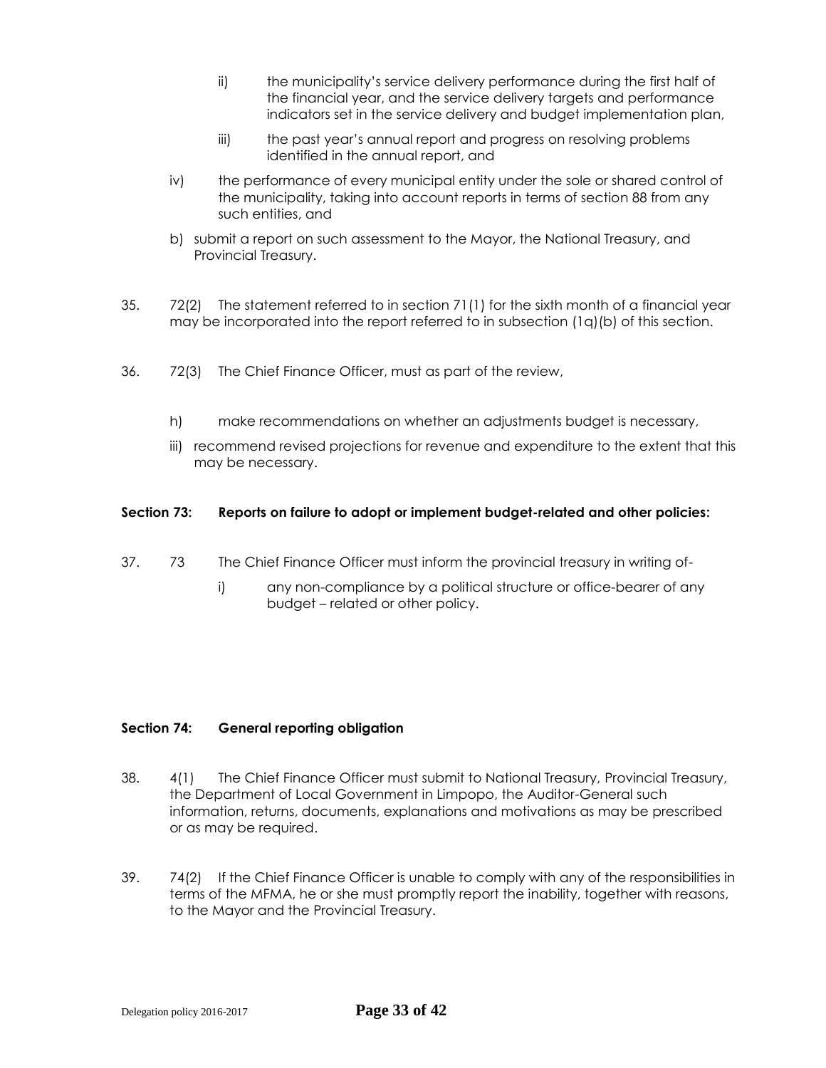ii) the municipality's service delivery performance during the first half of the financial year, and the service delivery targets and performance indicators set in the service delivery and budget implementation plan,

iii) the past year's annual report and progress on resolving problems identified in the annual report, and

iv) the performance of every municipal entity under the sole or shared control of the municipality, taking into account reports in terms of section 88 from any such entities, and

b) submit a report on such assessment to the Mayor, the National Treasury, and Provincial Treasury.

35. 72(2) The statement referred to in section 71(1) for the sixth month of a financial year may be incorporated into the report referred to in subsection (1q)(b) of this section.

36. 72(3) The Chief Finance Officer, must as part of the review,

h) make recommendations on whether an adjustments budget is necessary,

iii) recommend revised projections for revenue and expenditure to the extent that this may be necessary.

**Section 73: Reports on failure to adopt or implement budget-related and other policies:**

37. 73 The Chief Finance Officer must inform the provincial treasury in writing of-

i) any non-compliance by a political structure or office-bearer of any budget – related or other policy.

**Section 74: General reporting obligation**

38. 4(1) The Chief Finance Officer must submit to National Treasury, Provincial Treasury, the Department of Local Government in Limpopo, the Auditor-General such information, returns, documents, explanations and motivations as may be prescribed or as may be required.

39. 74(2) If the Chief Finance Officer is unable to comply with any of the responsibilities in terms of the MFMA, he or she must promptly report the inability, together with reasons, to the Mayor and the Provincial Treasury.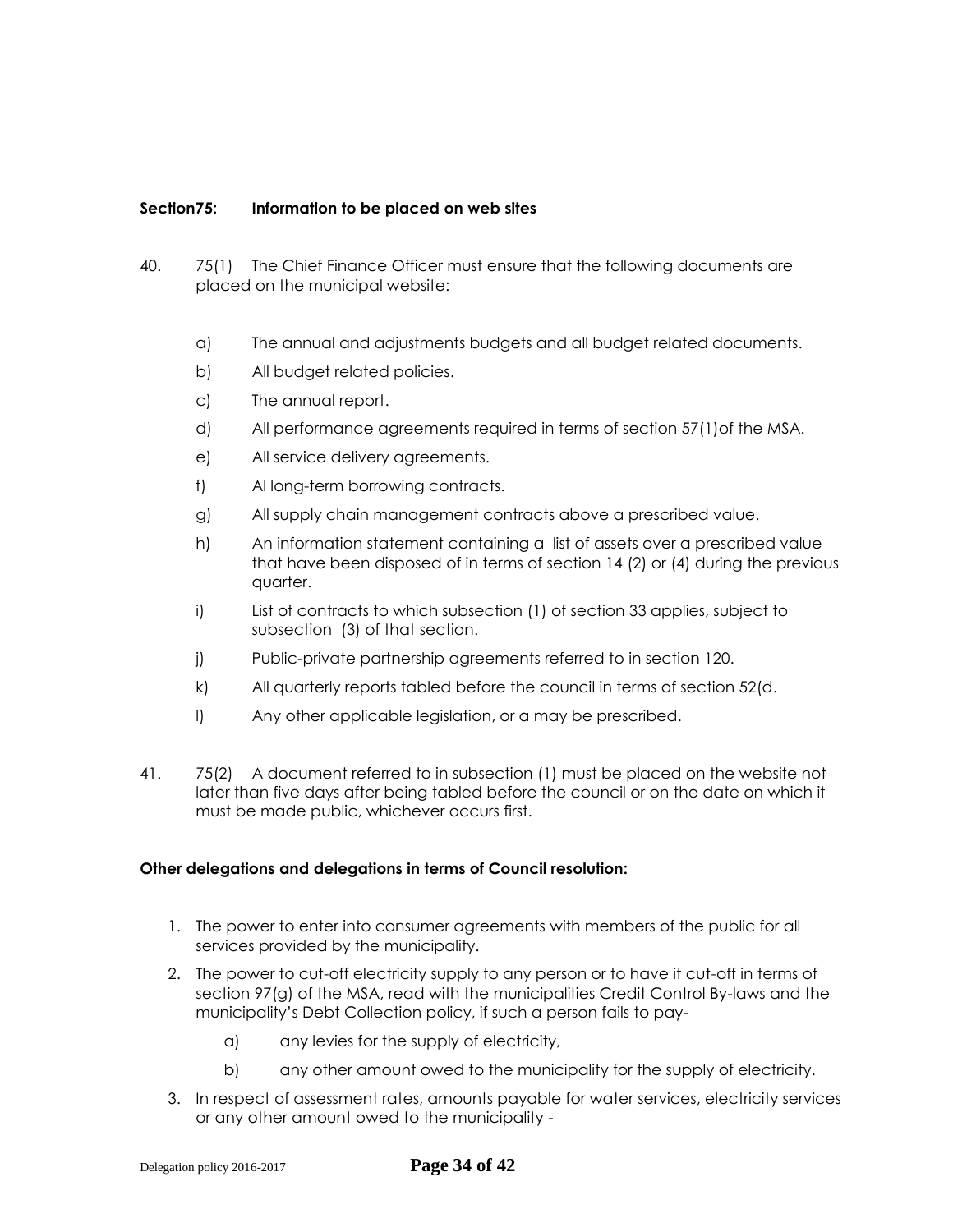**Section75: Information to be placed on web sites**

40. 75(1) The Chief Finance Officer must ensure that the following documents are placed on the municipal website:

    a) The annual and adjustments budgets and all budget related documents.

    b) All budget related policies.

    c) The annual report.

    d) All performance agreements required in terms of section 57(1)of the MSA.

    e) All service delivery agreements.

    f) Al long-term borrowing contracts.

    g) All supply chain management contracts above a prescribed value.

    h) An information statement containing a list of assets over a prescribed value that have been disposed of in terms of section 14 (2) or (4) during the previous quarter.

    i) List of contracts to which subsection (1) of section 33 applies, subject to subsection (3) of that section.

    j) Public-private partnership agreements referred to in section 120.

    k) All quarterly reports tabled before the council in terms of section 52(d.

    l) Any other applicable legislation, or a may be prescribed.

41. 75(2) A document referred to in subsection (1) must be placed on the website not later than five days after being tabled before the council or on the date on which it must be made public, whichever occurs first.

**Other delegations and delegations in terms of Council resolution:**

1. The power to enter into consumer agreements with members of the public for all services provided by the municipality.
2. The power to cut-off electricity supply to any person or to have it cut-off in terms of section 97(g) of the MSA, read with the municipalities Credit Control By-laws and the municipality's Debt Collection policy, if such a person fails to pay-

    a) any levies for the supply of electricity,

    b) any other amount owed to the municipality for the supply of electricity.

3. In respect of assessment rates, amounts payable for water services, electricity services or any other amount owed to the municipality -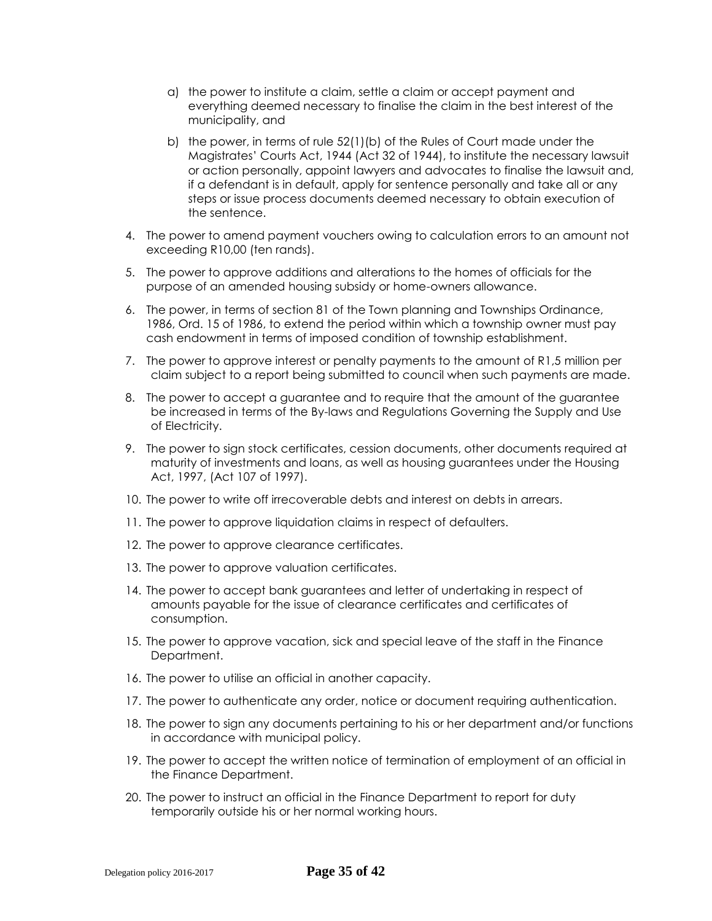a) the power to institute a claim, settle a claim or accept payment and everything deemed necessary to finalise the claim in the best interest of the municipality, and

b) the power, in terms of rule 52(1)(b) of the Rules of Court made under the Magistrates' Courts Act, 1944 (Act 32 of 1944), to institute the necessary lawsuit or action personally, appoint lawyers and advocates to finalise the lawsuit and, if a defendant is in default, apply for sentence personally and take all or any steps or issue process documents deemed necessary to obtain execution of the sentence.

4. The power to amend payment vouchers owing to calculation errors to an amount not exceeding R10,00 (ten rands).
5. The power to approve additions and alterations to the homes of officials for the purpose of an amended housing subsidy or home-owners allowance.
6. The power, in terms of section 81 of the Town planning and Townships Ordinance, 1986, Ord. 15 of 1986, to extend the period within which a township owner must pay cash endowment in terms of imposed condition of township establishment.
7. The power to approve interest or penalty payments to the amount of R1,5 million per claim subject to a report being submitted to council when such payments are made.
8. The power to accept a guarantee and to require that the amount of the guarantee be increased in terms of the By-laws and Regulations Governing the Supply and Use of Electricity.
9. The power to sign stock certificates, cession documents, other documents required at maturity of investments and loans, as well as housing guarantees under the Housing Act, 1997, (Act 107 of 1997).
10. The power to write off irrecoverable debts and interest on debts in arrears.
11. The power to approve liquidation claims in respect of defaulters.
12. The power to approve clearance certificates.
13. The power to approve valuation certificates.
14. The power to accept bank guarantees and letter of undertaking in respect of amounts payable for the issue of clearance certificates and certificates of consumption.
15. The power to approve vacation, sick and special leave of the staff in the Finance Department.
16. The power to utilise an official in another capacity.
17. The power to authenticate any order, notice or document requiring authentication.
18. The power to sign any documents pertaining to his or her department and/or functions in accordance with municipal policy.
19. The power to accept the written notice of termination of employment of an official in the Finance Department.
20. The power to instruct an official in the Finance Department to report for duty temporarily outside his or her normal working hours.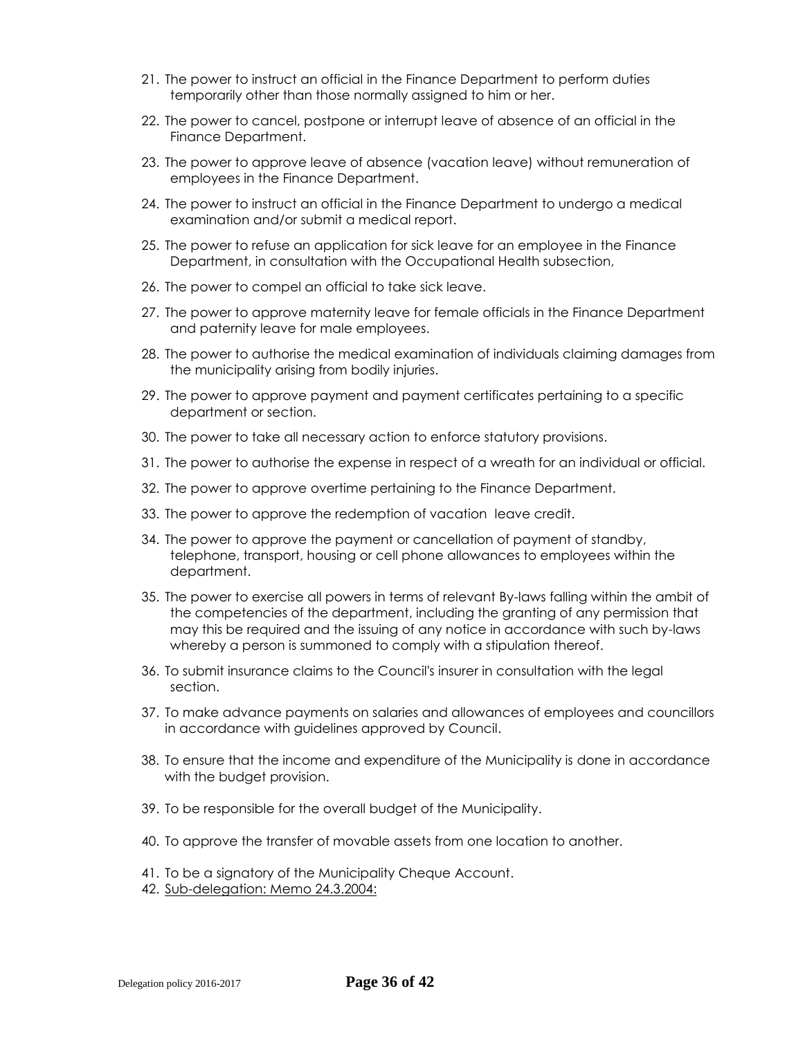21. The power to instruct an official in the Finance Department to perform duties temporarily other than those normally assigned to him or her.
22. The power to cancel, postpone or interrupt leave of absence of an official in the Finance Department.
23. The power to approve leave of absence (vacation leave) without remuneration of employees in the Finance Department.
24. The power to instruct an official in the Finance Department to undergo a medical examination and/or submit a medical report.
25. The power to refuse an application for sick leave for an employee in the Finance Department, in consultation with the Occupational Health subsection,
26. The power to compel an official to take sick leave.
27. The power to approve maternity leave for female officials in the Finance Department and paternity leave for male employees.
28. The power to authorise the medical examination of individuals claiming damages from the municipality arising from bodily injuries.
29. The power to approve payment and payment certificates pertaining to a specific department or section.
30. The power to take all necessary action to enforce statutory provisions.
31. The power to authorise the expense in respect of a wreath for an individual or official.
32. The power to approve overtime pertaining to the Finance Department.
33. The power to approve the redemption of vacation leave credit.
34. The power to approve the payment or cancellation of payment of standby, telephone, transport, housing or cell phone allowances to employees within the department.
35. The power to exercise all powers in terms of relevant By-laws falling within the ambit of the competencies of the department, including the granting of any permission that may this be required and the issuing of any notice in accordance with such by-laws whereby a person is summoned to comply with a stipulation thereof.
36. To submit insurance claims to the Council's insurer in consultation with the legal section.
37. To make advance payments on salaries and allowances of employees and councillors in accordance with guidelines approved by Council.
38. To ensure that the income and expenditure of the Municipality is done in accordance with the budget provision.
39. To be responsible for the overall budget of the Municipality.
40. To approve the transfer of movable assets from one location to another.
41. To be a signatory of the Municipality Cheque Account.
42. <u>Sub-delegation: Memo 24.3.2004:</u>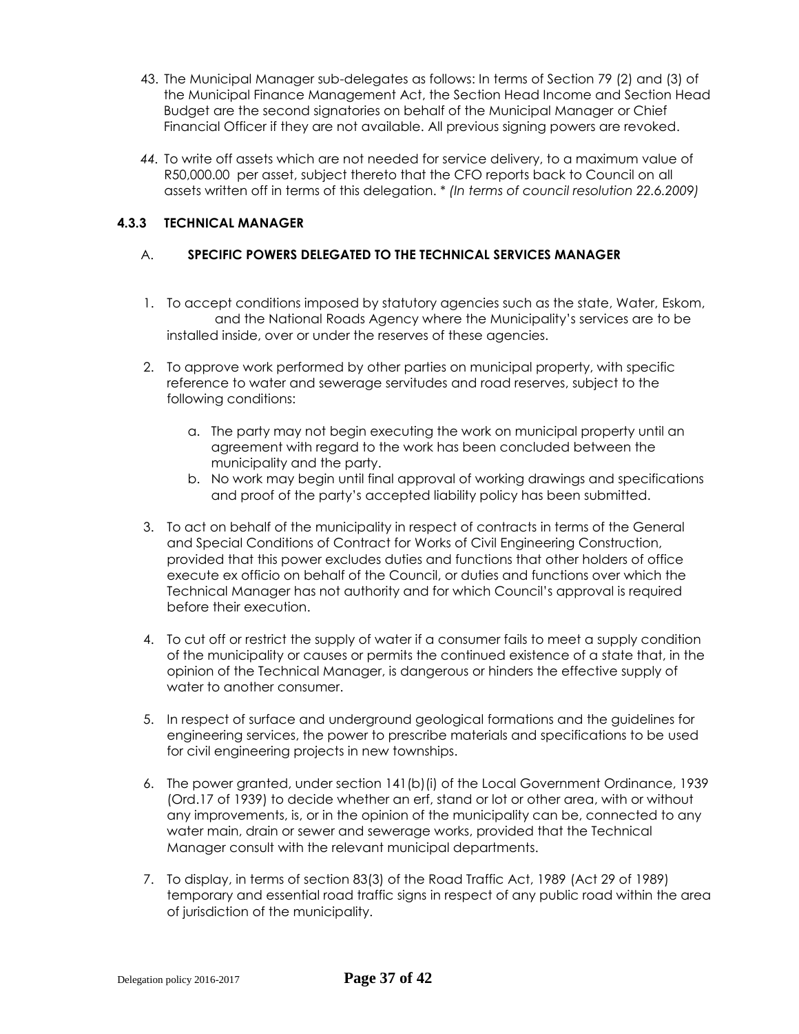43. The Municipal Manager sub-delegates as follows: In terms of Section 79 (2) and (3) of the Municipal Finance Management Act, the Section Head Income and Section Head Budget are the second signatories on behalf of the Municipal Manager or Chief Financial Officer if they are not available. All previous signing powers are revoked.

44. To write off assets which are not needed for service delivery, to a maximum value of R50,000.00 per asset, subject thereto that the CFO reports back to Council on all assets written off in terms of this delegation. * *(In terms of council resolution 22.6.2009)*

### 4.3.3 TECHNICAL MANAGER

#### A. SPECIFIC POWERS DELEGATED TO THE TECHNICAL SERVICES MANAGER

1. To accept conditions imposed by statutory agencies such as the state, Water, Eskom, and the National Roads Agency where the Municipality's services are to be installed inside, over or under the reserves of these agencies.

2. To approve work performed by other parties on municipal property, with specific reference to water and sewerage servitudes and road reserves, subject to the following conditions:

   a. The party may not begin executing the work on municipal property until an agreement with regard to the work has been concluded between the municipality and the party.
   b. No work may begin until final approval of working drawings and specifications and proof of the party's accepted liability policy has been submitted.

3. To act on behalf of the municipality in respect of contracts in terms of the General and Special Conditions of Contract for Works of Civil Engineering Construction, provided that this power excludes duties and functions that other holders of office execute ex officio on behalf of the Council, or duties and functions over which the Technical Manager has not authority and for which Council's approval is required before their execution.

4. To cut off or restrict the supply of water if a consumer fails to meet a supply condition of the municipality or causes or permits the continued existence of a state that, in the opinion of the Technical Manager, is dangerous or hinders the effective supply of water to another consumer.

5. In respect of surface and underground geological formations and the guidelines for engineering services, the power to prescribe materials and specifications to be used for civil engineering projects in new townships.

6. The power granted, under section 141(b)(i) of the Local Government Ordinance, 1939 (Ord.17 of 1939) to decide whether an erf, stand or lot or other area, with or without any improvements, is, or in the opinion of the municipality can be, connected to any water main, drain or sewer and sewerage works, provided that the Technical Manager consult with the relevant municipal departments.

7. To display, in terms of section 83(3) of the Road Traffic Act, 1989 (Act 29 of 1989) temporary and essential road traffic signs in respect of any public road within the area of jurisdiction of the municipality.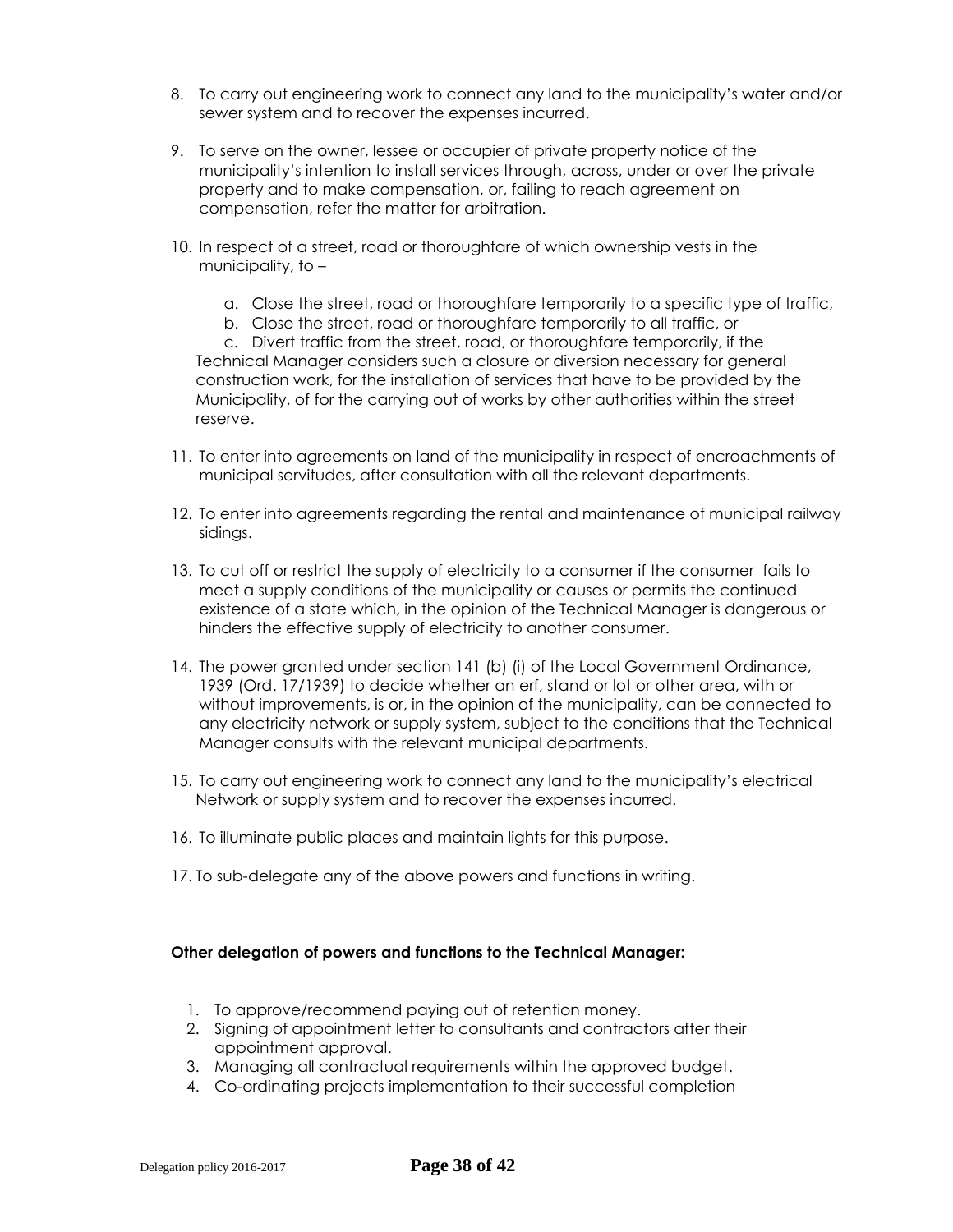8. To carry out engineering work to connect any land to the municipality's water and/or sewer system and to recover the expenses incurred.

9. To serve on the owner, lessee or occupier of private property notice of the municipality's intention to install services through, across, under or over the private property and to make compensation, or, failing to reach agreement on compensation, refer the matter for arbitration.

10. In respect of a street, road or thoroughfare of which ownership vests in the municipality, to –

    a. Close the street, road or thoroughfare temporarily to a specific type of traffic,
    b. Close the street, road or thoroughfare temporarily to all traffic, or
    c. Divert traffic from the street, road, or thoroughfare temporarily, if the Technical Manager considers such a closure or diversion necessary for general construction work, for the installation of services that have to be provided by the Municipality, of for the carrying out of works by other authorities within the street reserve.

11. To enter into agreements on land of the municipality in respect of encroachments of municipal servitudes, after consultation with all the relevant departments.

12. To enter into agreements regarding the rental and maintenance of municipal railway sidings.

13. To cut off or restrict the supply of electricity to a consumer if the consumer fails to meet a supply conditions of the municipality or causes or permits the continued existence of a state which, in the opinion of the Technical Manager is dangerous or hinders the effective supply of electricity to another consumer.

14. The power granted under section 141 (b) (i) of the Local Government Ordinance, 1939 (Ord. 17/1939) to decide whether an erf, stand or lot or other area, with or without improvements, is or, in the opinion of the municipality, can be connected to any electricity network or supply system, subject to the conditions that the Technical Manager consults with the relevant municipal departments.

15. To carry out engineering work to connect any land to the municipality's electrical Network or supply system and to recover the expenses incurred.

16. To illuminate public places and maintain lights for this purpose.

17. To sub-delegate any of the above powers and functions in writing.

**Other delegation of powers and functions to the Technical Manager:**

1. To approve/recommend paying out of retention money.
2. Signing of appointment letter to consultants and contractors after their appointment approval.
3. Managing all contractual requirements within the approved budget.
4. Co-ordinating projects implementation to their successful completion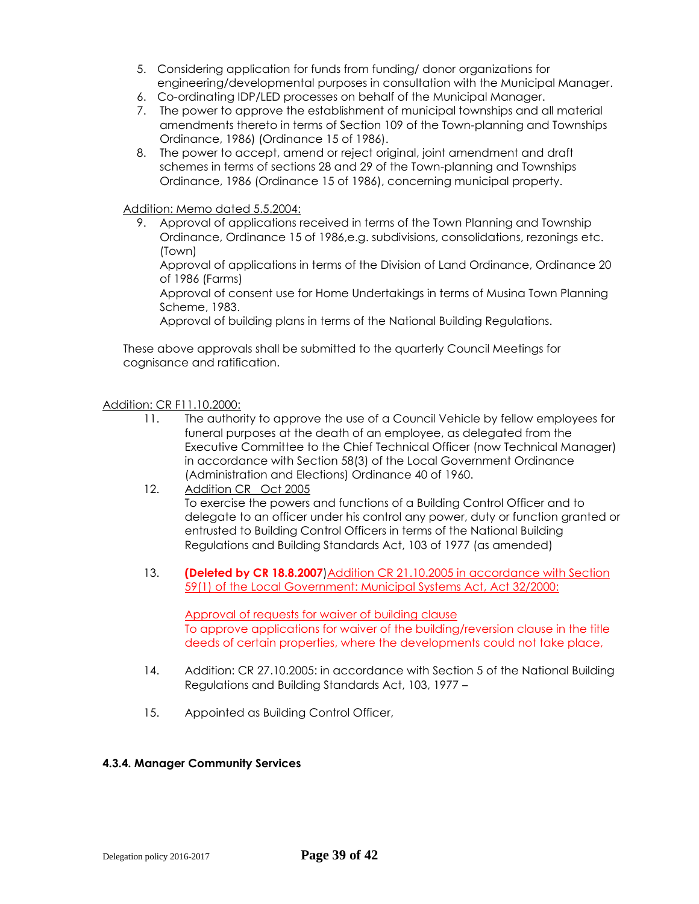5. Considering application for funds from funding/ donor organizations for engineering/developmental purposes in consultation with the Municipal Manager.
6. Co-ordinating IDP/LED processes on behalf of the Municipal Manager.
7. The power to approve the establishment of municipal townships and all material amendments thereto in terms of Section 109 of the Town-planning and Townships Ordinance, 1986) (Ordinance 15 of 1986).
8. The power to accept, amend or reject original, joint amendment and draft schemes in terms of sections 28 and 29 of the Town-planning and Townships Ordinance, 1986 (Ordinance 15 of 1986), concerning municipal property.

Addition: Memo dated 5.5.2004:

9. Approval of applications received in terms of the Town Planning and Township Ordinance, Ordinance 15 of 1986,e.g. subdivisions, consolidations, rezonings etc. (Town)

   Approval of applications in terms of the Division of Land Ordinance, Ordinance 20 of 1986 (Farms)

   Approval of consent use for Home Undertakings in terms of Musina Town Planning Scheme, 1983.

   Approval of building plans in terms of the National Building Regulations.

These above approvals shall be submitted to the quarterly Council Meetings for cognisance and ratification.

Addition: CR F11.10.2000:

11. The authority to approve the use of a Council Vehicle by fellow employees for funeral purposes at the death of an employee, as delegated from the Executive Committee to the Chief Technical Officer (now Technical Manager) in accordance with Section 58(3) of the Local Government Ordinance (Administration and Elections) Ordinance 40 of 1960.
12. Addition CR Oct 2005

    To exercise the powers and functions of a Building Control Officer and to delegate to an officer under his control any power, duty or function granted or entrusted to Building Control Officers in terms of the National Building Regulations and Building Standards Act, 103 of 1977 (as amended)

13. **(Deleted by CR 18.8.2007)**Addition CR 21.10.2005 in accordance with Section 59(1) of the Local Government: Municipal Systems Act, Act 32/2000:

    Approval of requests for waiver of building clause

    To approve applications for waiver of the building/reversion clause in the title deeds of certain properties, where the developments could not take place,

14. Addition: CR 27.10.2005: in accordance with Section 5 of the National Building Regulations and Building Standards Act, 103, 1977 –
15. Appointed as Building Control Officer,

#### 4.3.4. Manager Community Services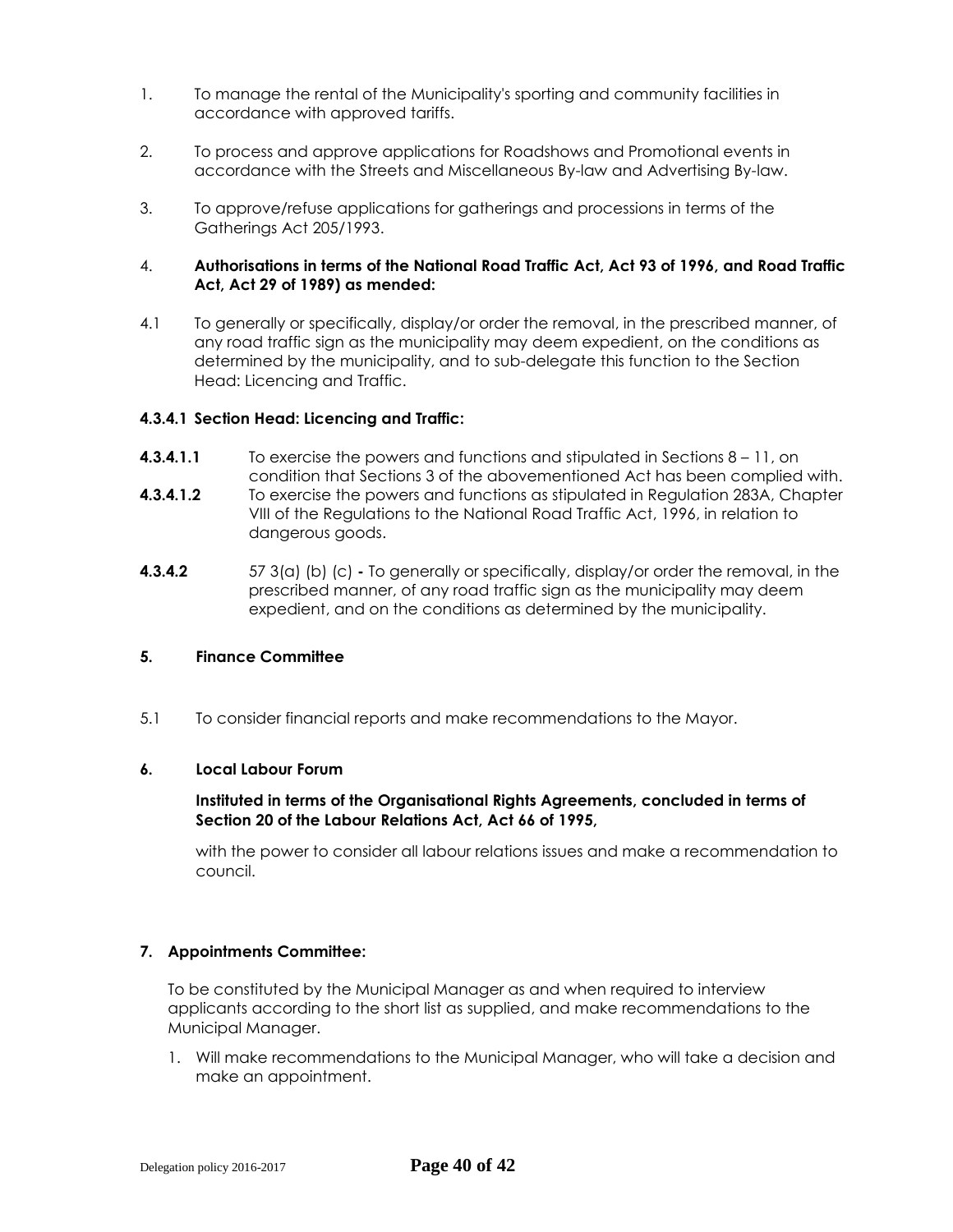1. To manage the rental of the Municipality's sporting and community facilities in accordance with approved tariffs.

2. To process and approve applications for Roadshows and Promotional events in accordance with the Streets and Miscellaneous By-law and Advertising By-law.

3. To approve/refuse applications for gatherings and processions in terms of the Gatherings Act 205/1993.

4. **Authorisations in terms of the National Road Traffic Act, Act 93 of 1996, and Road Traffic Act, Act 29 of 1989) as mended:**

4.1 To generally or specifically, display/or order the removal, in the prescribed manner, of any road traffic sign as the municipality may deem expedient, on the conditions as determined by the municipality, and to sub-delegate this function to the Section Head: Licencing and Traffic.

**4.3.4.1 Section Head: Licencing and Traffic:**

**4.3.4.1.1** To exercise the powers and functions and stipulated in Sections 8 – 11, on condition that Sections 3 of the abovementioned Act has been complied with.

**4.3.4.1.2** To exercise the powers and functions as stipulated in Regulation 283A, Chapter VIII of the Regulations to the National Road Traffic Act, 1996, in relation to dangerous goods.

**4.3.4.2** 57 3(a) (b) (c) **-** To generally or specifically, display/or order the removal, in the prescribed manner, of any road traffic sign as the municipality may deem expedient, and on the conditions as determined by the municipality.

**5. Finance Committee**

5.1 To consider financial reports and make recommendations to the Mayor.

**6. Local Labour Forum**

**Instituted in terms of the Organisational Rights Agreements, concluded in terms of Section 20 of the Labour Relations Act, Act 66 of 1995,**

with the power to consider all labour relations issues and make a recommendation to council.

**7. Appointments Committee:**

To be constituted by the Municipal Manager as and when required to interview applicants according to the short list as supplied, and make recommendations to the Municipal Manager.

1. Will make recommendations to the Municipal Manager, who will take a decision and make an appointment.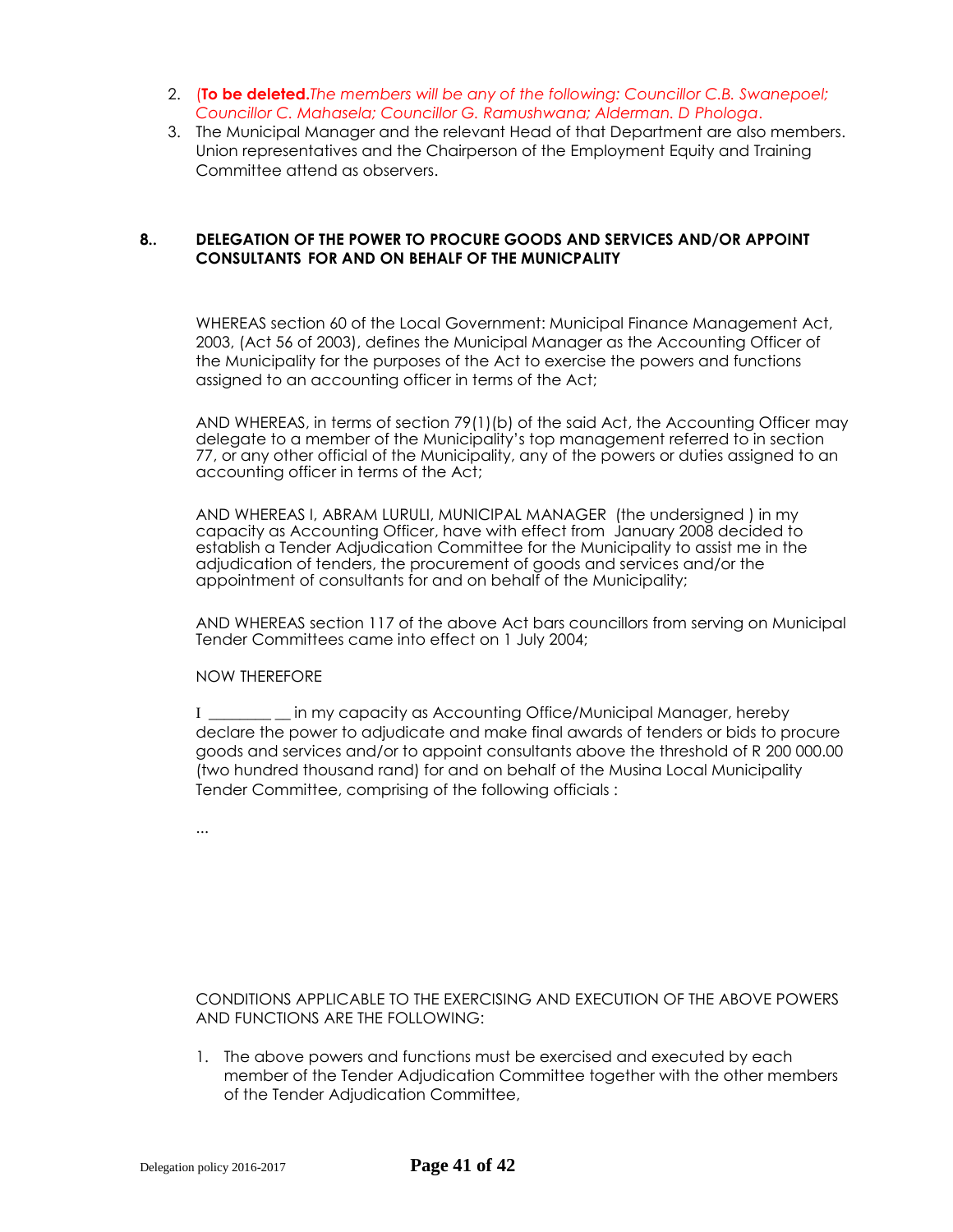2. (**To be deleted.***The members will be any of the following: Councillor C.B. Swanepoel; Councillor C. Mahasela; Councillor G. Ramushwana; Alderman. D Phologa*.
3. The Municipal Manager and the relevant Head of that Department are also members. Union representatives and the Chairperson of the Employment Equity and Training Committee attend as observers.

**8.. DELEGATION OF THE POWER TO PROCURE GOODS AND SERVICES AND/OR APPOINT CONSULTANTS FOR AND ON BEHALF OF THE MUNICPALITY**

WHEREAS section 60 of the Local Government: Municipal Finance Management Act, 2003, (Act 56 of 2003), defines the Municipal Manager as the Accounting Officer of the Municipality for the purposes of the Act to exercise the powers and functions assigned to an accounting officer in terms of the Act;

AND WHEREAS, in terms of section 79(1)(b) of the said Act, the Accounting Officer may delegate to a member of the Municipality's top management referred to in section 77, or any other official of the Municipality, any of the powers or duties assigned to an accounting officer in terms of the Act;

AND WHEREAS I, ABRAM LURULI, MUNICIPAL MANAGER (the undersigned ) in my capacity as Accounting Officer, have with effect from January 2008 decided to establish a Tender Adjudication Committee for the Municipality to assist me in the adjudication of tenders, the procurement of goods and services and/or the appointment of consultants for and on behalf of the Municipality;

AND WHEREAS section 117 of the above Act bars councillors from serving on Municipal Tender Committees came into effect on 1 July 2004;

NOW THEREFORE

I ________ __ in my capacity as Accounting Office/Municipal Manager, hereby declare the power to adjudicate and make final awards of tenders or bids to procure goods and services and/or to appoint consultants above the threshold of R 200 000.00 (two hundred thousand rand) for and on behalf of the Musina Local Municipality Tender Committee, comprising of the following officials :

...

CONDITIONS APPLICABLE TO THE EXERCISING AND EXECUTION OF THE ABOVE POWERS AND FUNCTIONS ARE THE FOLLOWING:

1. The above powers and functions must be exercised and executed by each member of the Tender Adjudication Committee together with the other members of the Tender Adjudication Committee,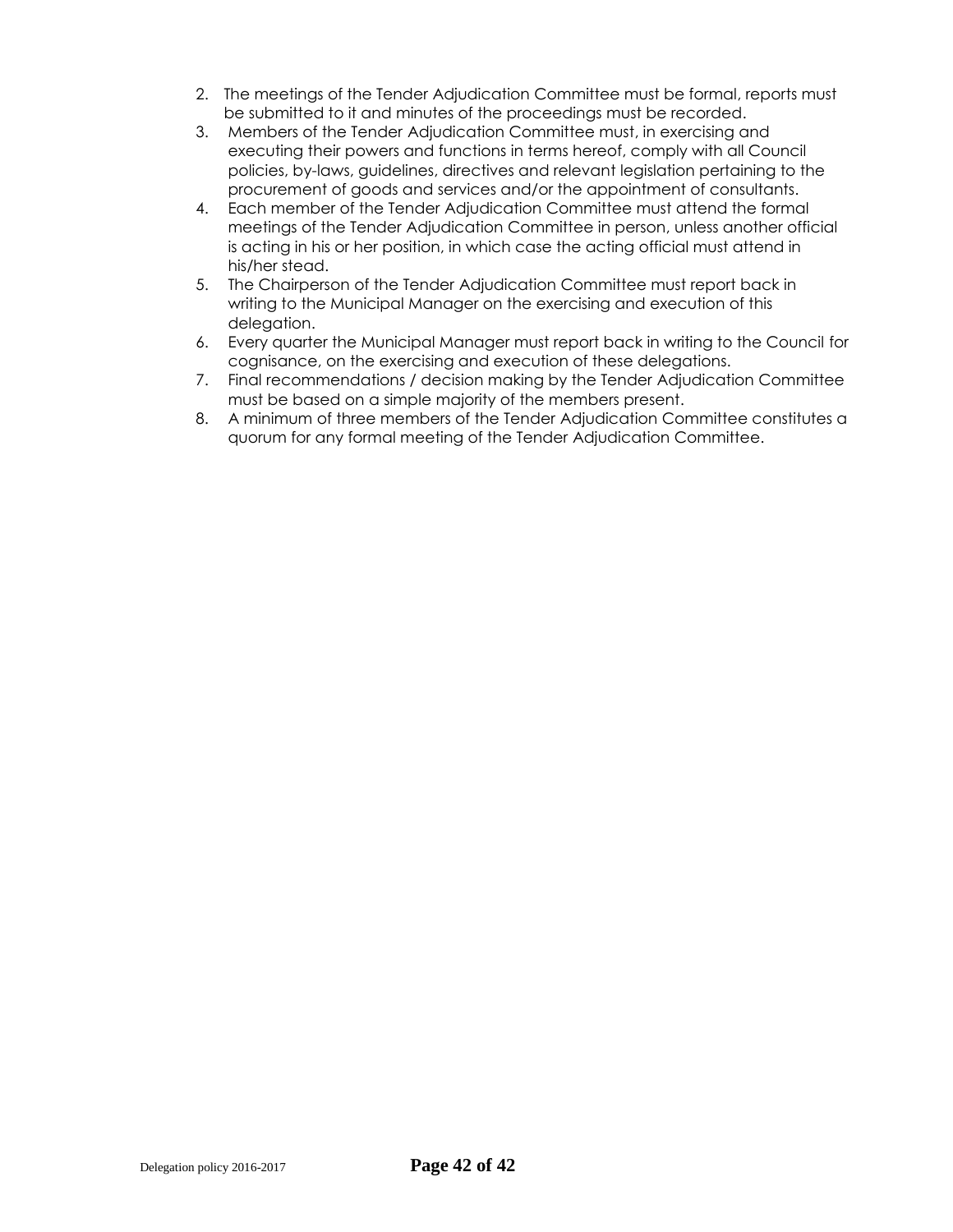2. The meetings of the Tender Adjudication Committee must be formal, reports must be submitted to it and minutes of the proceedings must be recorded.
3. Members of the Tender Adjudication Committee must, in exercising and executing their powers and functions in terms hereof, comply with all Council policies, by-laws, guidelines, directives and relevant legislation pertaining to the procurement of goods and services and/or the appointment of consultants.
4. Each member of the Tender Adjudication Committee must attend the formal meetings of the Tender Adjudication Committee in person, unless another official is acting in his or her position, in which case the acting official must attend in his/her stead.
5. The Chairperson of the Tender Adjudication Committee must report back in writing to the Municipal Manager on the exercising and execution of this delegation.
6. Every quarter the Municipal Manager must report back in writing to the Council for cognisance, on the exercising and execution of these delegations.
7. Final recommendations / decision making by the Tender Adjudication Committee must be based on a simple majority of the members present.
8. A minimum of three members of the Tender Adjudication Committee constitutes a quorum for any formal meeting of the Tender Adjudication Committee.